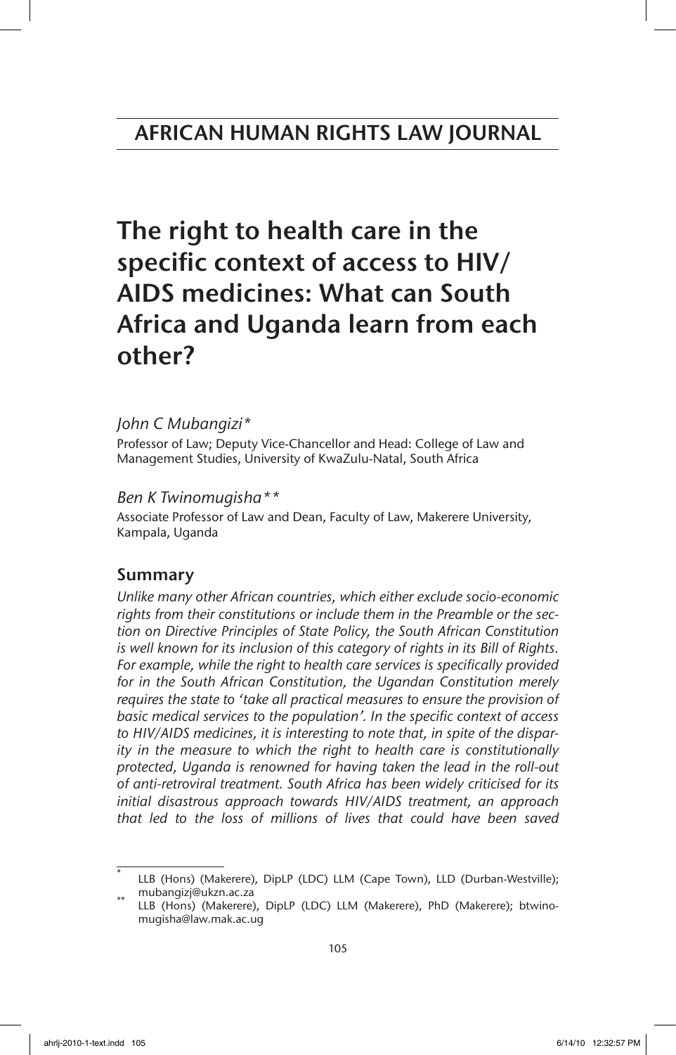AFRICAN HUMAN RIGHTS LAW JOURNAL

# The right to health care in the specific context of access to HIV/ AIDS medicines: What can South Africa and Uganda learn from each other?

*John C Mubangizi**

Professor of Law; Deputy Vice-Chancellor and Head: College of Law and Management Studies, University of KwaZulu-Natal, South Africa

*Ben K Twinomugisha***

Associate Professor of Law and Dean, Faculty of Law, Makerere University, Kampala, Uganda

## Summary

*Unlike many other African countries, which either exclude socio-economic rights from their constitutions or include them in the Preamble or the section on Directive Principles of State Policy, the South African Constitution is well known for its inclusion of this category of rights in its Bill of Rights. For example, while the right to health care services is specifically provided for in the South African Constitution, the Ugandan Constitution merely requires the state to 'take all practical measures to ensure the provision of basic medical services to the population'. In the specific context of access to HIV/AIDS medicines, it is interesting to note that, in spite of the disparity in the measure to which the right to health care is constitutionally protected, Uganda is renowned for having taken the lead in the roll-out of anti-retroviral treatment. South Africa has been widely criticised for its initial disastrous approach towards HIV/AIDS treatment, an approach that led to the loss of millions of lives that could have been saved*

---

\* LLB (Hons) (Makerere), DipLP (LDC) LLM (Cape Town), LLD (Durban-Westville); mubangizj@ukzn.ac.za

\*\* LLB (Hons) (Makerere), DipLP (LDC) LLM (Makerere), PhD (Makerere); btwinomugisha@law.mak.ac.ug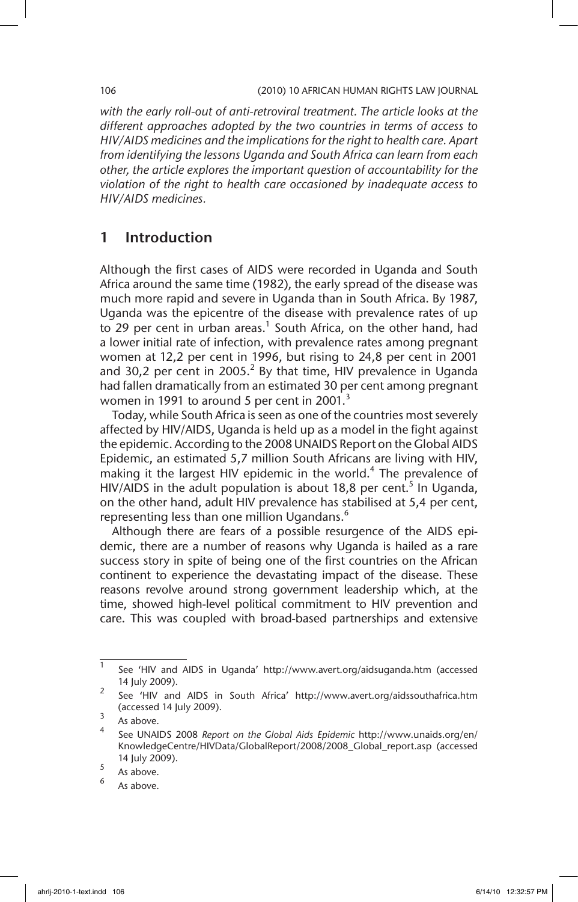*with the early roll-out of anti-retroviral treatment. The article looks at the different approaches adopted by the two countries in terms of access to HIV/AIDS medicines and the implications for the right to health care. Apart from identifying the lessons Uganda and South Africa can learn from each other, the article explores the important question of accountability for the violation of the right to health care occasioned by inadequate access to HIV/AIDS medicines.*

## 1 Introduction

Although the first cases of AIDS were recorded in Uganda and South Africa around the same time (1982), the early spread of the disease was much more rapid and severe in Uganda than in South Africa. By 1987, Uganda was the epicentre of the disease with prevalence rates of up to 29 per cent in urban areas.[1] South Africa, on the other hand, had a lower initial rate of infection, with prevalence rates among pregnant women at 12,2 per cent in 1996, but rising to 24,8 per cent in 2001 and 30,2 per cent in 2005.[2] By that time, HIV prevalence in Uganda had fallen dramatically from an estimated 30 per cent among pregnant women in 1991 to around 5 per cent in 2001.[3]

Today, while South Africa is seen as one of the countries most severely affected by HIV/AIDS, Uganda is held up as a model in the fight against the epidemic. According to the 2008 UNAIDS Report on the Global AIDS Epidemic, an estimated 5,7 million South Africans are living with HIV, making it the largest HIV epidemic in the world.[4] The prevalence of HIV/AIDS in the adult population is about 18,8 per cent.[5] In Uganda, on the other hand, adult HIV prevalence has stabilised at 5,4 per cent, representing less than one million Ugandans.[6]

Although there are fears of a possible resurgence of the AIDS epidemic, there are a number of reasons why Uganda is hailed as a rare success story in spite of being one of the first countries on the African continent to experience the devastating impact of the disease. These reasons revolve around strong government leadership which, at the time, showed high-level political commitment to HIV prevention and care. This was coupled with broad-based partnerships and extensive

---

[1] See 'HIV and AIDS in Uganda' http://www.avert.org/aidsuganda.htm (accessed 14 July 2009).

[2] See 'HIV and AIDS in South Africa' http://www.avert.org/aidssouthafrica.htm (accessed 14 July 2009).

[3] As above.

[4] See UNAIDS 2008 *Report on the Global Aids Epidemic* http://www.unaids.org/en/KnowledgeCentre/HIVData/GlobalReport/2008/2008_Global_report.asp (accessed 14 July 2009).

[5] As above.

[6] As above.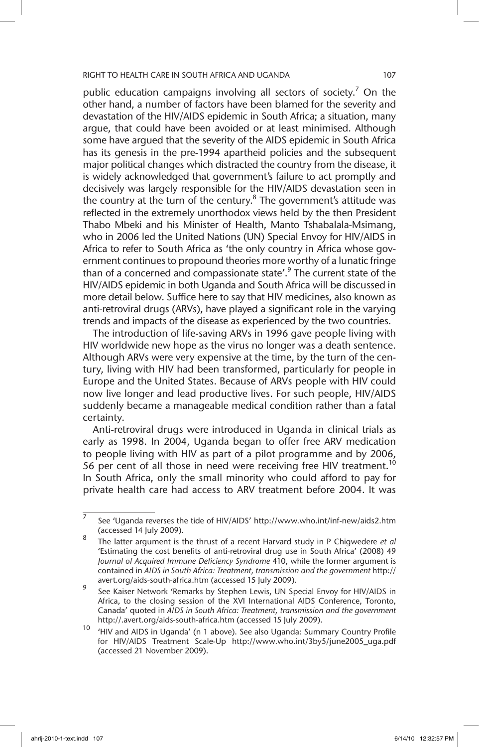public education campaigns involving all sectors of society.[7] On the other hand, a number of factors have been blamed for the severity and devastation of the HIV/AIDS epidemic in South Africa; a situation, many argue, that could have been avoided or at least minimised. Although some have argued that the severity of the AIDS epidemic in South Africa has its genesis in the pre-1994 apartheid policies and the subsequent major political changes which distracted the country from the disease, it is widely acknowledged that government's failure to act promptly and decisively was largely responsible for the HIV/AIDS devastation seen in the country at the turn of the century.[8] The government's attitude was reflected in the extremely unorthodox views held by the then President Thabo Mbeki and his Minister of Health, Manto Tshabalala-Msimang, who in 2006 led the United Nations (UN) Special Envoy for HIV/AIDS in Africa to refer to South Africa as 'the only country in Africa whose government continues to propound theories more worthy of a lunatic fringe than of a concerned and compassionate state'.[9] The current state of the HIV/AIDS epidemic in both Uganda and South Africa will be discussed in more detail below. Suffice here to say that HIV medicines, also known as anti-retroviral drugs (ARVs), have played a significant role in the varying trends and impacts of the disease as experienced by the two countries.

The introduction of life-saving ARVs in 1996 gave people living with HIV worldwide new hope as the virus no longer was a death sentence. Although ARVs were very expensive at the time, by the turn of the century, living with HIV had been transformed, particularly for people in Europe and the United States. Because of ARVs people with HIV could now live longer and lead productive lives. For such people, HIV/AIDS suddenly became a manageable medical condition rather than a fatal certainty.

Anti-retroviral drugs were introduced in Uganda in clinical trials as early as 1998. In 2004, Uganda began to offer free ARV medication to people living with HIV as part of a pilot programme and by 2006, 56 per cent of all those in need were receiving free HIV treatment.[10] In South Africa, only the small minority who could afford to pay for private health care had access to ARV treatment before 2004. It was

---

[7] See 'Uganda reverses the tide of HIV/AIDS' http://www.who.int/inf-new/aids2.htm (accessed 14 July 2009).

[8] The latter argument is the thrust of a recent Harvard study in P Chigwedere *et al* 'Estimating the cost benefits of anti-retroviral drug use in South Africa' (2008) 49 *Journal of Acquired Immune Deficiency Syndrome* 410, while the former argument is contained in *AIDS in South Africa: Treatment, transmission and the government* http://avert.org/aids-south-africa.htm (accessed 15 July 2009).

[9] See Kaiser Network 'Remarks by Stephen Lewis, UN Special Envoy for HIV/AIDS in Africa, to the closing session of the XVI International AIDS Conference, Toronto, Canada' quoted in *AIDS in South Africa: Treatment, transmission and the government* http://.avert.org/aids-south-africa.htm (accessed 15 July 2009).

[10] 'HIV and AIDS in Uganda' (n 1 above). See also Uganda: Summary Country Profile for HIV/AIDS Treatment Scale-Up http://www.who.int/3by5/june2005_uga.pdf (accessed 21 November 2009).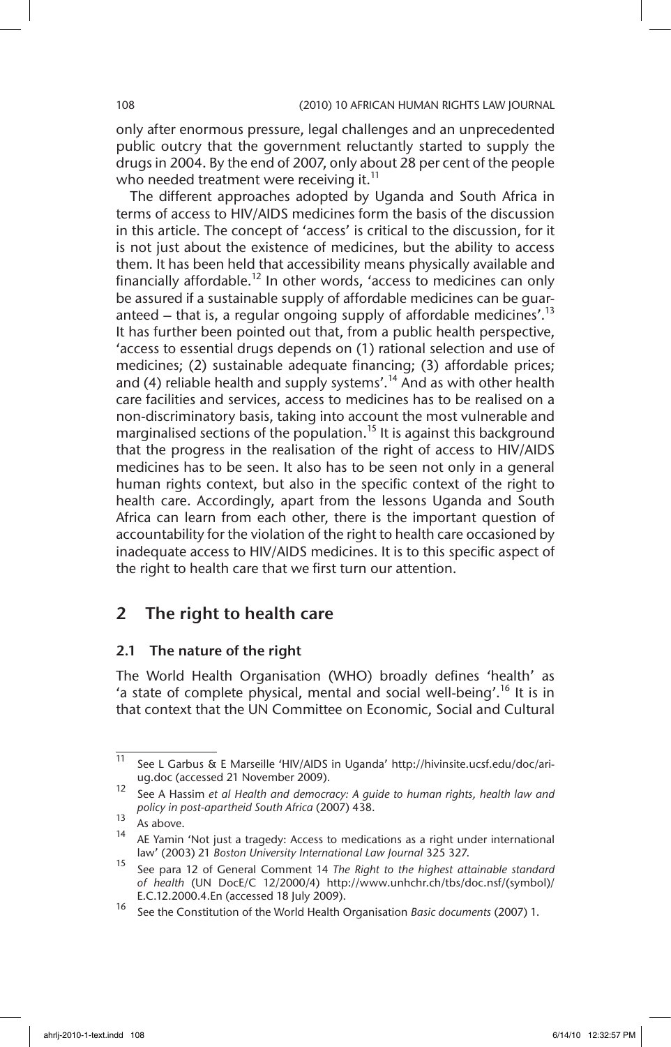only after enormous pressure, legal challenges and an unprecedented public outcry that the government reluctantly started to supply the drugs in 2004. By the end of 2007, only about 28 per cent of the people who needed treatment were receiving it.[11]

The different approaches adopted by Uganda and South Africa in terms of access to HIV/AIDS medicines form the basis of the discussion in this article. The concept of 'access' is critical to the discussion, for it is not just about the existence of medicines, but the ability to access them. It has been held that accessibility means physically available and financially affordable.[12] In other words, 'access to medicines can only be assured if a sustainable supply of affordable medicines can be guaranteed – that is, a regular ongoing supply of affordable medicines'.[13] It has further been pointed out that, from a public health perspective, 'access to essential drugs depends on (1) rational selection and use of medicines; (2) sustainable adequate financing; (3) affordable prices; and (4) reliable health and supply systems'.[14] And as with other health care facilities and services, access to medicines has to be realised on a non-discriminatory basis, taking into account the most vulnerable and marginalised sections of the population.[15] It is against this background that the progress in the realisation of the right of access to HIV/AIDS medicines has to be seen. It also has to be seen not only in a general human rights context, but also in the specific context of the right to health care. Accordingly, apart from the lessons Uganda and South Africa can learn from each other, there is the important question of accountability for the violation of the right to health care occasioned by inadequate access to HIV/AIDS medicines. It is to this specific aspect of the right to health care that we first turn our attention.

## 2 The right to health care

### 2.1 The nature of the right

The World Health Organisation (WHO) broadly defines 'health' as 'a state of complete physical, mental and social well-being'.[16] It is in that context that the UN Committee on Economic, Social and Cultural

---

[11] See L Garbus & E Marseille 'HIV/AIDS in Uganda' http://hivinsite.ucsf.edu/doc/ari-ug.doc (accessed 21 November 2009).

[12] See A Hassim *et al Health and democracy: A guide to human rights, health law and policy in post-apartheid South Africa* (2007) 438.

[13] As above.

[14] AE Yamin 'Not just a tragedy: Access to medications as a right under international law' (2003) 21 *Boston University International Law Journal* 325 327.

[15] See para 12 of General Comment 14 *The Right to the highest attainable standard of health* (UN DocE/C 12/2000/4) http://www.unhchr.ch/tbs/doc.nsf/(symbol)/E.C.12.2000.4.En (accessed 18 July 2009).

[16] See the Constitution of the World Health Organisation *Basic documents* (2007) 1.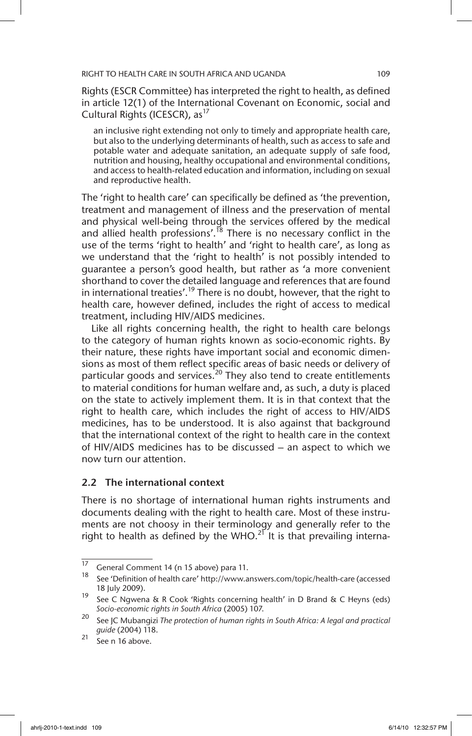Rights (ESCR Committee) has interpreted the right to health, as defined in article 12(1) of the International Covenant on Economic, social and Cultural Rights (ICESCR), as[17]

> an inclusive right extending not only to timely and appropriate health care, but also to the underlying determinants of health, such as access to safe and potable water and adequate sanitation, an adequate supply of safe food, nutrition and housing, healthy occupational and environmental conditions, and access to health-related education and information, including on sexual and reproductive health.

The 'right to health care' can specifically be defined as 'the prevention, treatment and management of illness and the preservation of mental and physical well-being through the services offered by the medical and allied health professions'.[18] There is no necessary conflict in the use of the terms 'right to health' and 'right to health care', as long as we understand that the 'right to health' is not possibly intended to guarantee a person's good health, but rather as 'a more convenient shorthand to cover the detailed language and references that are found in international treaties'.[19] There is no doubt, however, that the right to health care, however defined, includes the right of access to medical treatment, including HIV/AIDS medicines.

Like all rights concerning health, the right to health care belongs to the category of human rights known as socio-economic rights. By their nature, these rights have important social and economic dimensions as most of them reflect specific areas of basic needs or delivery of particular goods and services.[20] They also tend to create entitlements to material conditions for human welfare and, as such, a duty is placed on the state to actively implement them. It is in that context that the right to health care, which includes the right of access to HIV/AIDS medicines, has to be understood. It is also against that background that the international context of the right to health care in the context of HIV/AIDS medicines has to be discussed – an aspect to which we now turn our attention.

### 2.2 The international context

There is no shortage of international human rights instruments and documents dealing with the right to health care. Most of these instruments are not choosy in their terminology and generally refer to the right to health as defined by the WHO.[21] It is that prevailing interna-

---

17 General Comment 14 (n 15 above) para 11.

18 See 'Definition of health care' http://www.answers.com/topic/health-care (accessed 18 July 2009).

19 See C Ngwena & R Cook 'Rights concerning health' in D Brand & C Heyns (eds) *Socio-economic rights in South Africa* (2005) 107.

20 See JC Mubangizi *The protection of human rights in South Africa: A legal and practical guide* (2004) 118.

21 See n 16 above.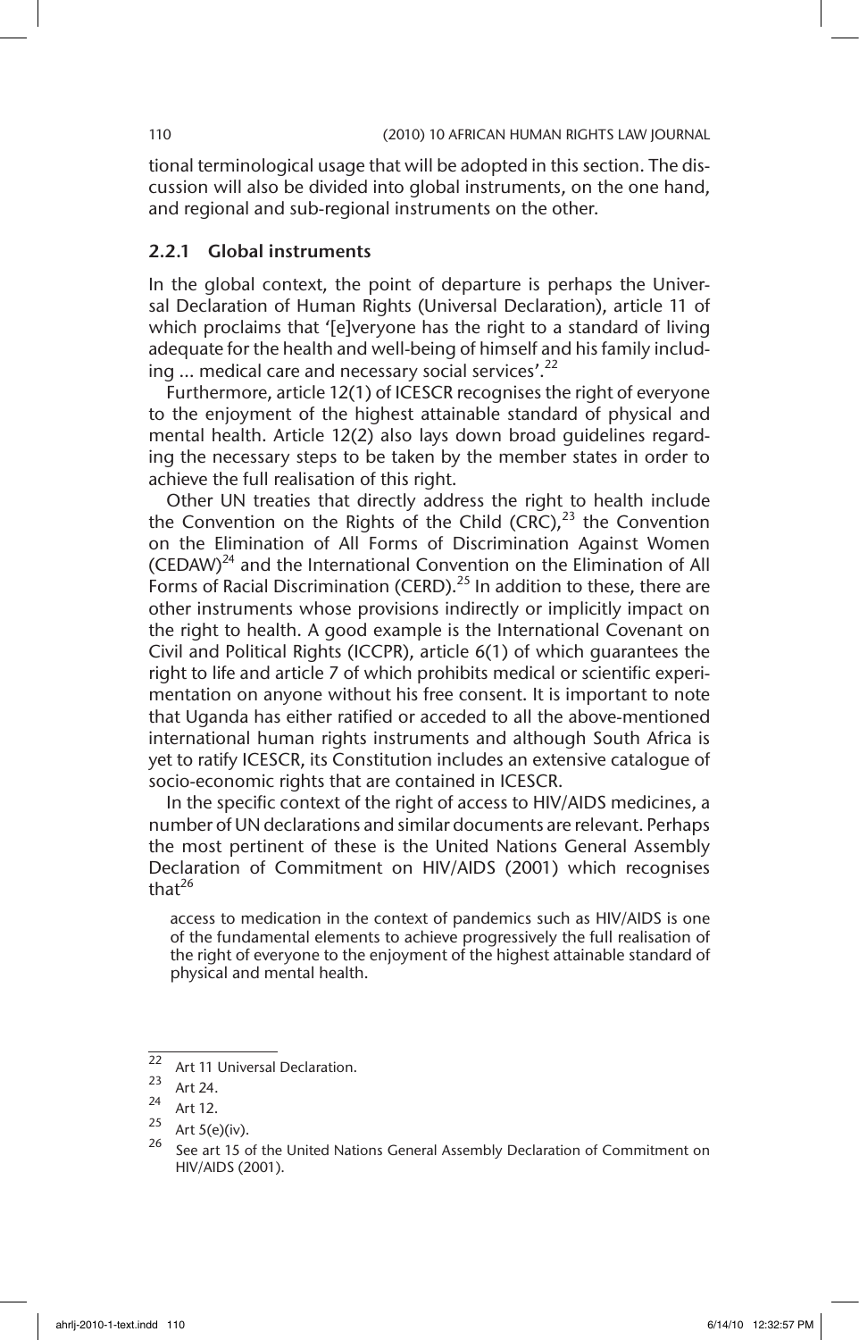tional terminological usage that will be adopted in this section. The discussion will also be divided into global instruments, on the one hand, and regional and sub-regional instruments on the other.

### 2.2.1 Global instruments

In the global context, the point of departure is perhaps the Universal Declaration of Human Rights (Universal Declaration), article 11 of which proclaims that '[e]veryone has the right to a standard of living adequate for the health and well-being of himself and his family including ... medical care and necessary social services'.[22]

Furthermore, article 12(1) of ICESCR recognises the right of everyone to the enjoyment of the highest attainable standard of physical and mental health. Article 12(2) also lays down broad guidelines regarding the necessary steps to be taken by the member states in order to achieve the full realisation of this right.

Other UN treaties that directly address the right to health include the Convention on the Rights of the Child (CRC),[23] the Convention on the Elimination of All Forms of Discrimination Against Women (CEDAW)[24] and the International Convention on the Elimination of All Forms of Racial Discrimination (CERD).[25] In addition to these, there are other instruments whose provisions indirectly or implicitly impact on the right to health. A good example is the International Covenant on Civil and Political Rights (ICCPR), article 6(1) of which guarantees the right to life and article 7 of which prohibits medical or scientific experimentation on anyone without his free consent. It is important to note that Uganda has either ratified or acceded to all the above-mentioned international human rights instruments and although South Africa is yet to ratify ICESCR, its Constitution includes an extensive catalogue of socio-economic rights that are contained in ICESCR.

In the specific context of the right of access to HIV/AIDS medicines, a number of UN declarations and similar documents are relevant. Perhaps the most pertinent of these is the United Nations General Assembly Declaration of Commitment on HIV/AIDS (2001) which recognises that[26]

> access to medication in the context of pandemics such as HIV/AIDS is one of the fundamental elements to achieve progressively the full realisation of the right of everyone to the enjoyment of the highest attainable standard of physical and mental health.

---

[22] Art 11 Universal Declaration.

[23] Art 24.

[24] Art 12.

[25] Art 5(e)(iv).

[26] See art 15 of the United Nations General Assembly Declaration of Commitment on HIV/AIDS (2001).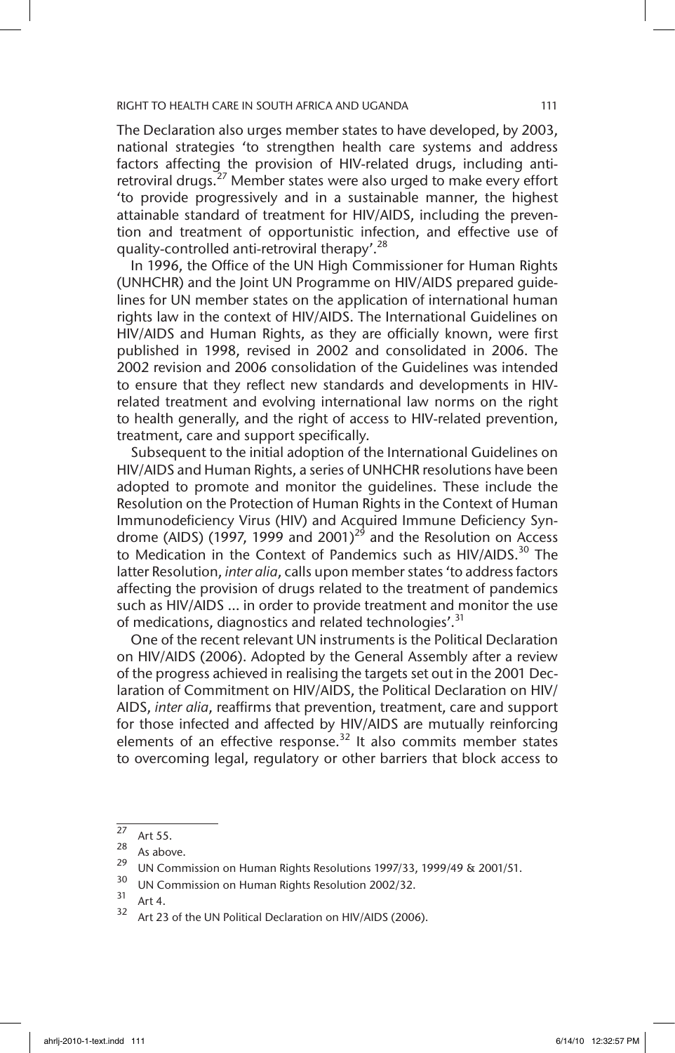The Declaration also urges member states to have developed, by 2003, national strategies 'to strengthen health care systems and address factors affecting the provision of HIV-related drugs, including anti-retroviral drugs.[27] Member states were also urged to make every effort 'to provide progressively and in a sustainable manner, the highest attainable standard of treatment for HIV/AIDS, including the prevention and treatment of opportunistic infection, and effective use of quality-controlled anti-retroviral therapy'.[28]

In 1996, the Office of the UN High Commissioner for Human Rights (UNHCHR) and the Joint UN Programme on HIV/AIDS prepared guidelines for UN member states on the application of international human rights law in the context of HIV/AIDS. The International Guidelines on HIV/AIDS and Human Rights, as they are officially known, were first published in 1998, revised in 2002 and consolidated in 2006. The 2002 revision and 2006 consolidation of the Guidelines was intended to ensure that they reflect new standards and developments in HIV-related treatment and evolving international law norms on the right to health generally, and the right of access to HIV-related prevention, treatment, care and support specifically.

Subsequent to the initial adoption of the International Guidelines on HIV/AIDS and Human Rights, a series of UNHCHR resolutions have been adopted to promote and monitor the guidelines. These include the Resolution on the Protection of Human Rights in the Context of Human Immunodeficiency Virus (HIV) and Acquired Immune Deficiency Syndrome (AIDS) (1997, 1999 and 2001)[29] and the Resolution on Access to Medication in the Context of Pandemics such as HIV/AIDS.[30] The latter Resolution, *inter alia*, calls upon member states 'to address factors affecting the provision of drugs related to the treatment of pandemics such as HIV/AIDS ... in order to provide treatment and monitor the use of medications, diagnostics and related technologies'.[31]

One of the recent relevant UN instruments is the Political Declaration on HIV/AIDS (2006). Adopted by the General Assembly after a review of the progress achieved in realising the targets set out in the 2001 Declaration of Commitment on HIV/AIDS, the Political Declaration on HIV/AIDS, *inter alia*, reaffirms that prevention, treatment, care and support for those infected and affected by HIV/AIDS are mutually reinforcing elements of an effective response.[32] It also commits member states to overcoming legal, regulatory or other barriers that block access to

---

[27] Art 55.

[28] As above.

[29] UN Commission on Human Rights Resolutions 1997/33, 1999/49 & 2001/51.

[30] UN Commission on Human Rights Resolution 2002/32.

[31] Art 4.

[32] Art 23 of the UN Political Declaration on HIV/AIDS (2006).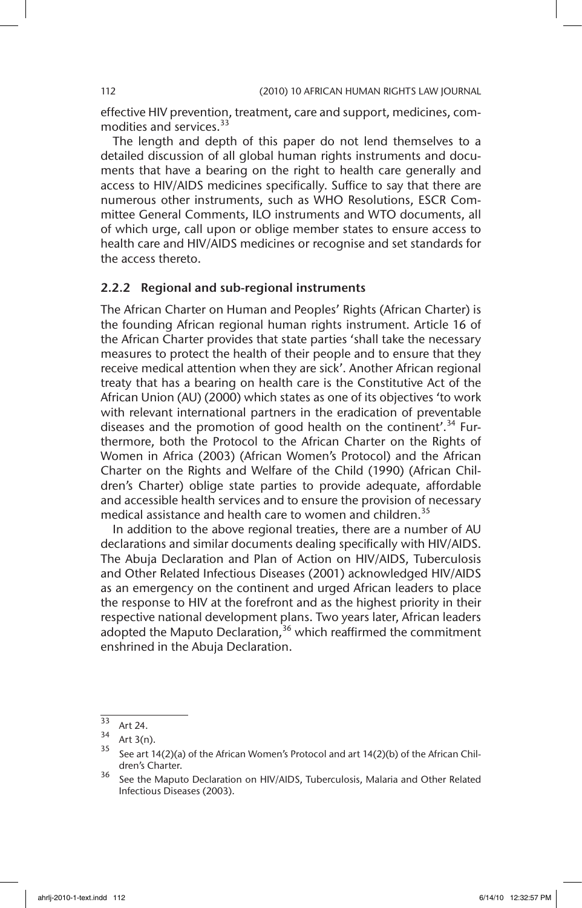effective HIV prevention, treatment, care and support, medicines, commodities and services.[33]

The length and depth of this paper do not lend themselves to a detailed discussion of all global human rights instruments and documents that have a bearing on the right to health care generally and access to HIV/AIDS medicines specifically. Suffice to say that there are numerous other instruments, such as WHO Resolutions, ESCR Committee General Comments, ILO instruments and WTO documents, all of which urge, call upon or oblige member states to ensure access to health care and HIV/AIDS medicines or recognise and set standards for the access thereto.

### 2.2.2 Regional and sub-regional instruments

The African Charter on Human and Peoples' Rights (African Charter) is the founding African regional human rights instrument. Article 16 of the African Charter provides that state parties 'shall take the necessary measures to protect the health of their people and to ensure that they receive medical attention when they are sick'. Another African regional treaty that has a bearing on health care is the Constitutive Act of the African Union (AU) (2000) which states as one of its objectives 'to work with relevant international partners in the eradication of preventable diseases and the promotion of good health on the continent'.[34] Furthermore, both the Protocol to the African Charter on the Rights of Women in Africa (2003) (African Women's Protocol) and the African Charter on the Rights and Welfare of the Child (1990) (African Children's Charter) oblige state parties to provide adequate, affordable and accessible health services and to ensure the provision of necessary medical assistance and health care to women and children.[35]

In addition to the above regional treaties, there are a number of AU declarations and similar documents dealing specifically with HIV/AIDS. The Abuja Declaration and Plan of Action on HIV/AIDS, Tuberculosis and Other Related Infectious Diseases (2001) acknowledged HIV/AIDS as an emergency on the continent and urged African leaders to place the response to HIV at the forefront and as the highest priority in their respective national development plans. Two years later, African leaders adopted the Maputo Declaration,[36] which reaffirmed the commitment enshrined in the Abuja Declaration.

---

[33] Art 24.

[34] Art 3(n).

[35] See art 14(2)(a) of the African Women's Protocol and art 14(2)(b) of the African Children's Charter.

[36] See the Maputo Declaration on HIV/AIDS, Tuberculosis, Malaria and Other Related Infectious Diseases (2003).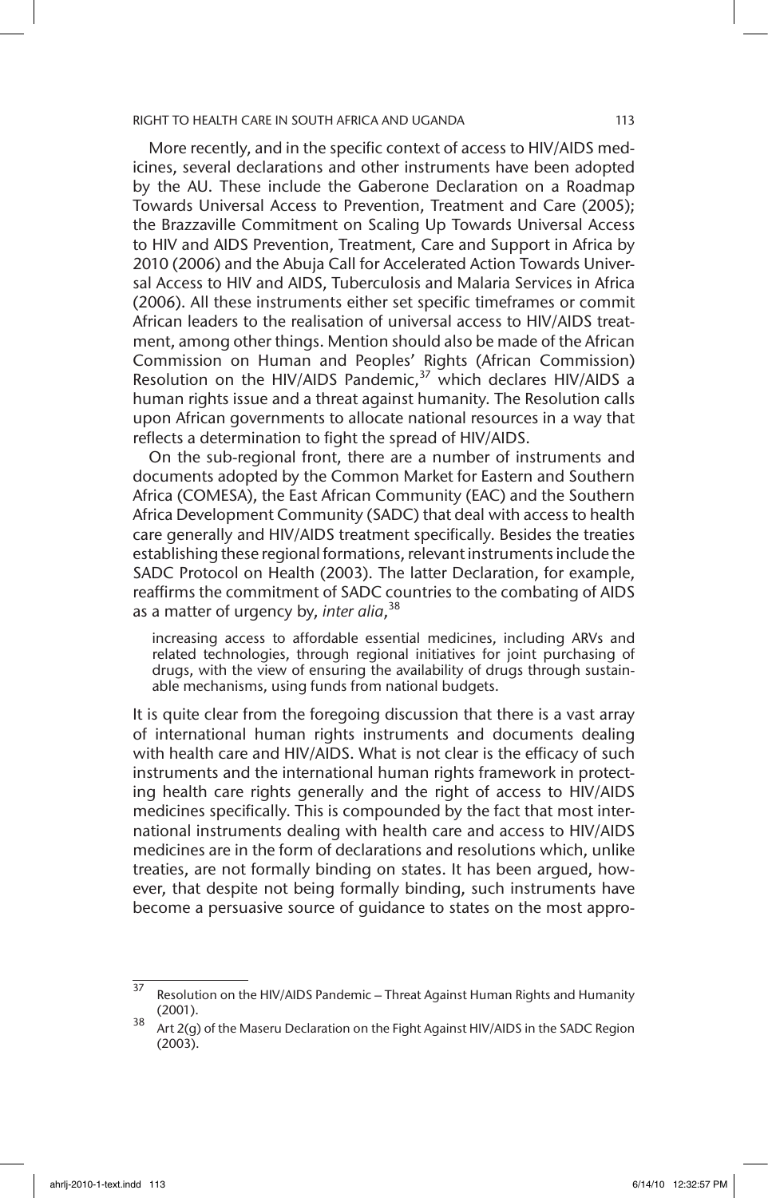More recently, and in the specific context of access to HIV/AIDS medicines, several declarations and other instruments have been adopted by the AU. These include the Gaberone Declaration on a Roadmap Towards Universal Access to Prevention, Treatment and Care (2005); the Brazzaville Commitment on Scaling Up Towards Universal Access to HIV and AIDS Prevention, Treatment, Care and Support in Africa by 2010 (2006) and the Abuja Call for Accelerated Action Towards Universal Access to HIV and AIDS, Tuberculosis and Malaria Services in Africa (2006). All these instruments either set specific timeframes or commit African leaders to the realisation of universal access to HIV/AIDS treatment, among other things. Mention should also be made of the African Commission on Human and Peoples' Rights (African Commission) Resolution on the HIV/AIDS Pandemic,[37] which declares HIV/AIDS a human rights issue and a threat against humanity. The Resolution calls upon African governments to allocate national resources in a way that reflects a determination to fight the spread of HIV/AIDS.

On the sub-regional front, there are a number of instruments and documents adopted by the Common Market for Eastern and Southern Africa (COMESA), the East African Community (EAC) and the Southern Africa Development Community (SADC) that deal with access to health care generally and HIV/AIDS treatment specifically. Besides the treaties establishing these regional formations, relevant instruments include the SADC Protocol on Health (2003). The latter Declaration, for example, reaffirms the commitment of SADC countries to the combating of AIDS as a matter of urgency by, *inter alia*,[38]

> increasing access to affordable essential medicines, including ARVs and related technologies, through regional initiatives for joint purchasing of drugs, with the view of ensuring the availability of drugs through sustainable mechanisms, using funds from national budgets.

It is quite clear from the foregoing discussion that there is a vast array of international human rights instruments and documents dealing with health care and HIV/AIDS. What is not clear is the efficacy of such instruments and the international human rights framework in protecting health care rights generally and the right of access to HIV/AIDS medicines specifically. This is compounded by the fact that most international instruments dealing with health care and access to HIV/AIDS medicines are in the form of declarations and resolutions which, unlike treaties, are not formally binding on states. It has been argued, however, that despite not being formally binding, such instruments have become a persuasive source of guidance to states on the most appro-

---

[37] Resolution on the HIV/AIDS Pandemic – Threat Against Human Rights and Humanity (2001).

[38] Art 2(g) of the Maseru Declaration on the Fight Against HIV/AIDS in the SADC Region (2003).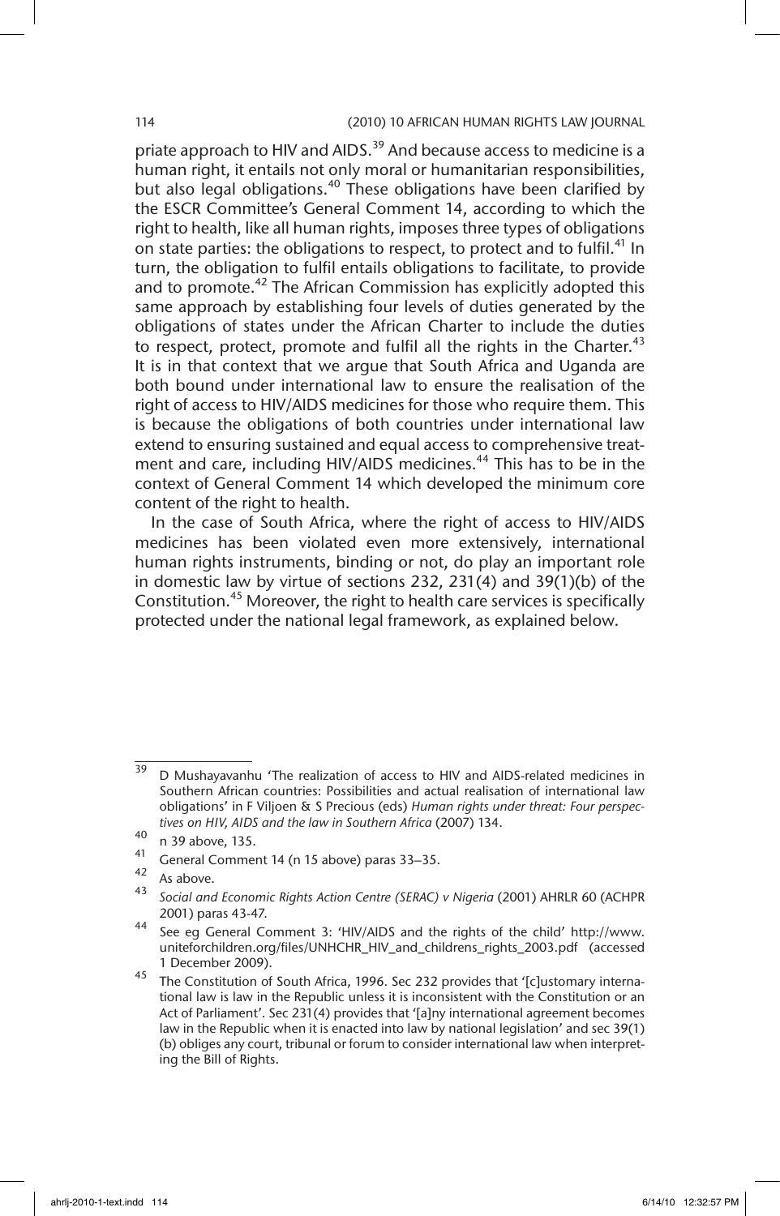priate approach to HIV and AIDS.[39] And because access to medicine is a human right, it entails not only moral or humanitarian responsibilities, but also legal obligations.[40] These obligations have been clarified by the ESCR Committee's General Comment 14, according to which the right to health, like all human rights, imposes three types of obligations on state parties: the obligations to respect, to protect and to fulfil.[41] In turn, the obligation to fulfil entails obligations to facilitate, to provide and to promote.[42] The African Commission has explicitly adopted this same approach by establishing four levels of duties generated by the obligations of states under the African Charter to include the duties to respect, protect, promote and fulfil all the rights in the Charter.[43] It is in that context that we argue that South Africa and Uganda are both bound under international law to ensure the realisation of the right of access to HIV/AIDS medicines for those who require them. This is because the obligations of both countries under international law extend to ensuring sustained and equal access to comprehensive treatment and care, including HIV/AIDS medicines.[44] This has to be in the context of General Comment 14 which developed the minimum core content of the right to health.

In the case of South Africa, where the right of access to HIV/AIDS medicines has been violated even more extensively, international human rights instruments, binding or not, do play an important role in domestic law by virtue of sections 232, 231(4) and 39(1)(b) of the Constitution.[45] Moreover, the right to health care services is specifically protected under the national legal framework, as explained below.

---

[39] D Mushayavanhu 'The realization of access to HIV and AIDS-related medicines in Southern African countries: Possibilities and actual realisation of international law obligations' in F Viljoen & S Precious (eds) *Human rights under threat: Four perspectives on HIV, AIDS and the law in Southern Africa* (2007) 134.

[40] n 39 above, 135.

[41] General Comment 14 (n 15 above) paras 33–35.

[42] As above.

[43] *Social and Economic Rights Action Centre (SERAC) v Nigeria* (2001) AHRLR 60 (ACHPR 2001) paras 43-47.

[44] See eg General Comment 3: 'HIV/AIDS and the rights of the child' http://www.uniteforchildren.org/files/UNHCHR_HIV_and_childrens_rights_2003.pdf (accessed 1 December 2009).

[45] The Constitution of South Africa, 1996. Sec 232 provides that '[c]ustomary international law is law in the Republic unless it is inconsistent with the Constitution or an Act of Parliament'. Sec 231(4) provides that '[a]ny international agreement becomes law in the Republic when it is enacted into law by national legislation' and sec 39(1)(b) obliges any court, tribunal or forum to consider international law when interpreting the Bill of Rights.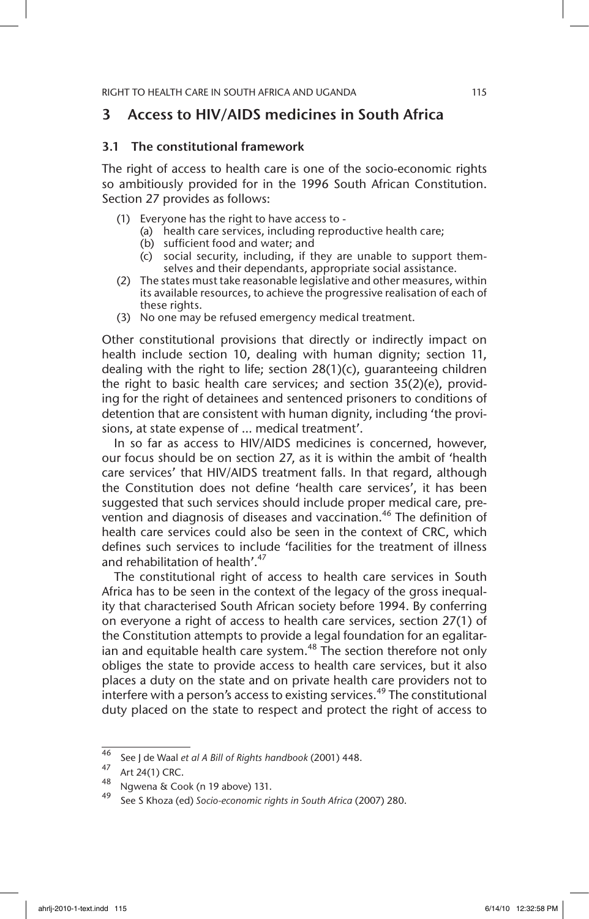## 3 Access to HIV/AIDS medicines in South Africa

### 3.1 The constitutional framework

The right of access to health care is one of the socio-economic rights so ambitiously provided for in the 1996 South African Constitution. Section 27 provides as follows:

(1) Everyone has the right to have access to -
    (a) health care services, including reproductive health care;
    (b) sufficient food and water; and
    (c) social security, including, if they are unable to support themselves and their dependants, appropriate social assistance.
(2) The states must take reasonable legislative and other measures, within its available resources, to achieve the progressive realisation of each of these rights.
(3) No one may be refused emergency medical treatment.

Other constitutional provisions that directly or indirectly impact on health include section 10, dealing with human dignity; section 11, dealing with the right to life; section 28(1)(c), guaranteeing children the right to basic health care services; and section 35(2)(e), providing for the right of detainees and sentenced prisoners to conditions of detention that are consistent with human dignity, including 'the provisions, at state expense of ... medical treatment'.

In so far as access to HIV/AIDS medicines is concerned, however, our focus should be on section 27, as it is within the ambit of 'health care services' that HIV/AIDS treatment falls. In that regard, although the Constitution does not define 'health care services', it has been suggested that such services should include proper medical care, prevention and diagnosis of diseases and vaccination.[46] The definition of health care services could also be seen in the context of CRC, which defines such services to include 'facilities for the treatment of illness and rehabilitation of health'.[47]

The constitutional right of access to health care services in South Africa has to be seen in the context of the legacy of the gross inequality that characterised South African society before 1994. By conferring on everyone a right of access to health care services, section 27(1) of the Constitution attempts to provide a legal foundation for an egalitarian and equitable health care system.[48] The section therefore not only obliges the state to provide access to health care services, but it also places a duty on the state and on private health care providers not to interfere with a person's access to existing services.[49] The constitutional duty placed on the state to respect and protect the right of access to

---

[46] See J de Waal *et al A Bill of Rights handbook* (2001) 448.

[47] Art 24(1) CRC.

[48] Ngwena & Cook (n 19 above) 131.

[49] See S Khoza (ed) *Socio-economic rights in South Africa* (2007) 280.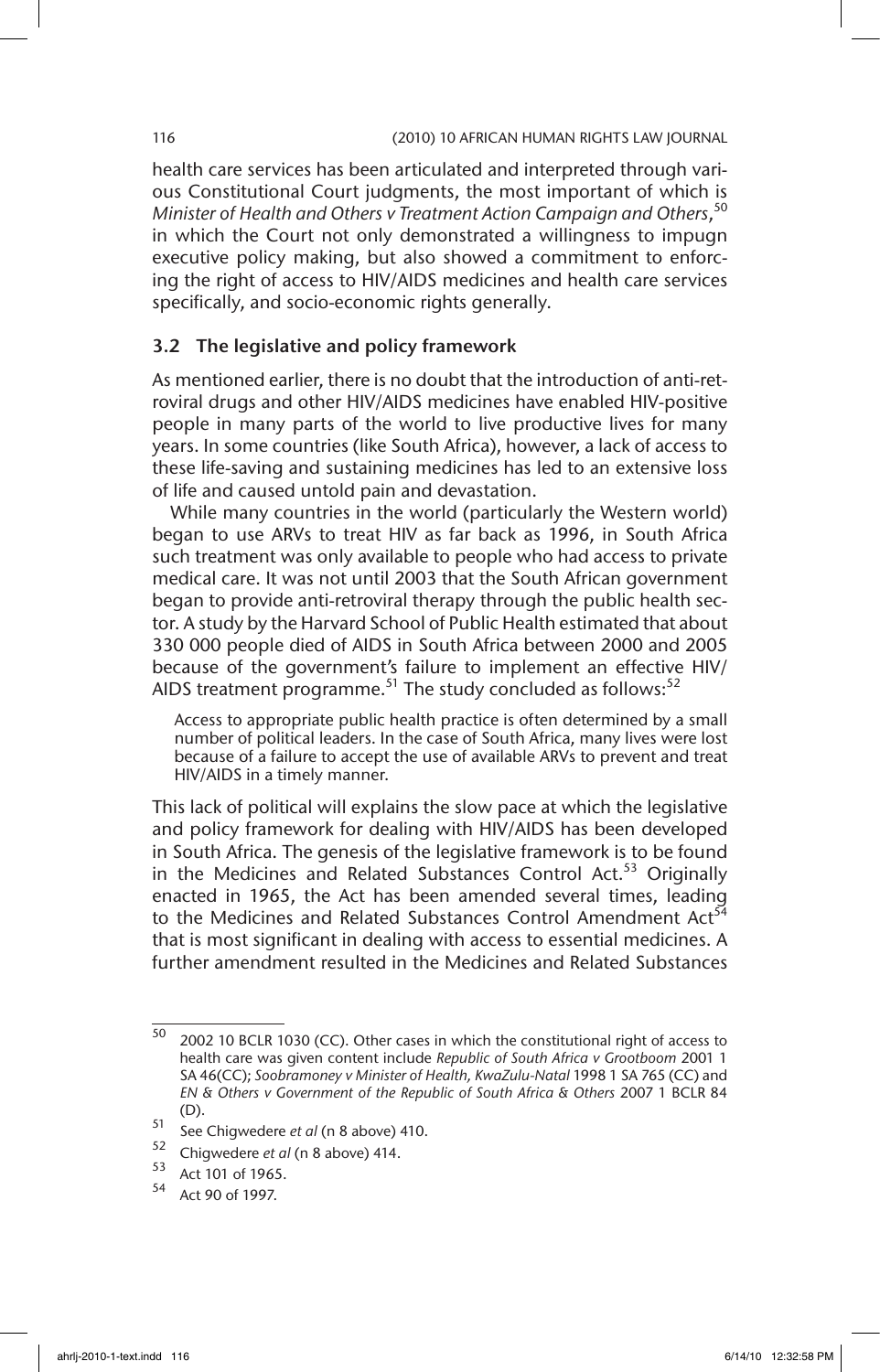health care services has been articulated and interpreted through various Constitutional Court judgments, the most important of which is *Minister of Health and Others v Treatment Action Campaign and Others*,[50] in which the Court not only demonstrated a willingness to impugn executive policy making, but also showed a commitment to enforcing the right of access to HIV/AIDS medicines and health care services specifically, and socio-economic rights generally.

### 3.2 The legislative and policy framework

As mentioned earlier, there is no doubt that the introduction of anti-retroviral drugs and other HIV/AIDS medicines have enabled HIV-positive people in many parts of the world to live productive lives for many years. In some countries (like South Africa), however, a lack of access to these life-saving and sustaining medicines has led to an extensive loss of life and caused untold pain and devastation.

While many countries in the world (particularly the Western world) began to use ARVs to treat HIV as far back as 1996, in South Africa such treatment was only available to people who had access to private medical care. It was not until 2003 that the South African government began to provide anti-retroviral therapy through the public health sector. A study by the Harvard School of Public Health estimated that about 330 000 people died of AIDS in South Africa between 2000 and 2005 because of the government's failure to implement an effective HIV/AIDS treatment programme.[51] The study concluded as follows:[52]

> Access to appropriate public health practice is often determined by a small number of political leaders. In the case of South Africa, many lives were lost because of a failure to accept the use of available ARVs to prevent and treat HIV/AIDS in a timely manner.

This lack of political will explains the slow pace at which the legislative and policy framework for dealing with HIV/AIDS has been developed in South Africa. The genesis of the legislative framework is to be found in the Medicines and Related Substances Control Act.[53] Originally enacted in 1965, the Act has been amended several times, leading to the Medicines and Related Substances Control Amendment Act[54] that is most significant in dealing with access to essential medicines. A further amendment resulted in the Medicines and Related Substances

---

[50] 2002 10 BCLR 1030 (CC). Other cases in which the constitutional right of access to health care was given content include *Republic of South Africa v Grootboom* 2001 1 SA 46(CC); *Soobramoney v Minister of Health, KwaZulu-Natal* 1998 1 SA 765 (CC) and *EN & Others v Government of the Republic of South Africa & Others* 2007 1 BCLR 84 (D).

[51] See Chigwedere *et al* (n 8 above) 410.

[52] Chigwedere *et al* (n 8 above) 414.

[53] Act 101 of 1965.

[54] Act 90 of 1997.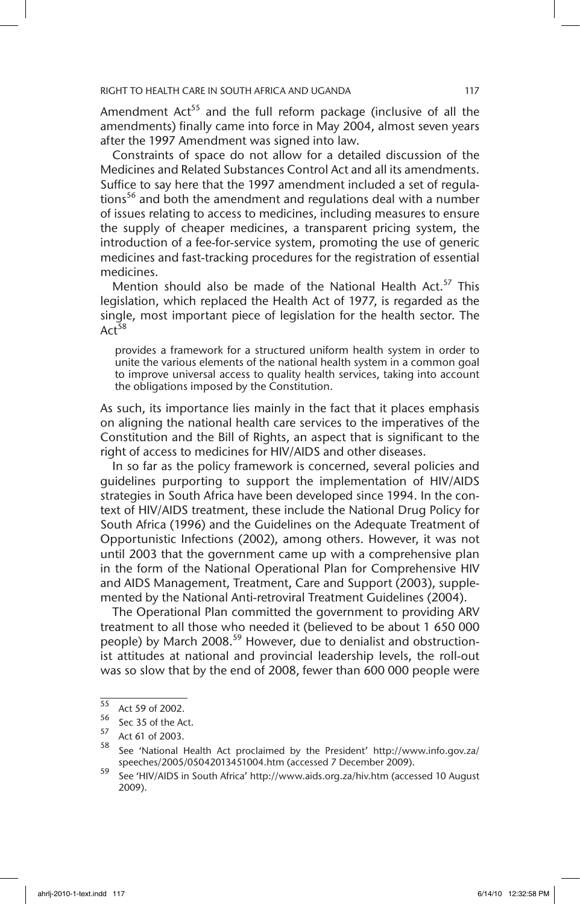Amendment Act[55] and the full reform package (inclusive of all the amendments) finally came into force in May 2004, almost seven years after the 1997 Amendment was signed into law.

Constraints of space do not allow for a detailed discussion of the Medicines and Related Substances Control Act and all its amendments. Suffice to say here that the 1997 amendment included a set of regulations[56] and both the amendment and regulations deal with a number of issues relating to access to medicines, including measures to ensure the supply of cheaper medicines, a transparent pricing system, the introduction of a fee-for-service system, promoting the use of generic medicines and fast-tracking procedures for the registration of essential medicines.

Mention should also be made of the National Health Act.[57] This legislation, which replaced the Health Act of 1977, is regarded as the single, most important piece of legislation for the health sector. The Act[58]

> provides a framework for a structured uniform health system in order to unite the various elements of the national health system in a common goal to improve universal access to quality health services, taking into account the obligations imposed by the Constitution.

As such, its importance lies mainly in the fact that it places emphasis on aligning the national health care services to the imperatives of the Constitution and the Bill of Rights, an aspect that is significant to the right of access to medicines for HIV/AIDS and other diseases.

In so far as the policy framework is concerned, several policies and guidelines purporting to support the implementation of HIV/AIDS strategies in South Africa have been developed since 1994. In the context of HIV/AIDS treatment, these include the National Drug Policy for South Africa (1996) and the Guidelines on the Adequate Treatment of Opportunistic Infections (2002), among others. However, it was not until 2003 that the government came up with a comprehensive plan in the form of the National Operational Plan for Comprehensive HIV and AIDS Management, Treatment, Care and Support (2003), supplemented by the National Anti-retroviral Treatment Guidelines (2004).

The Operational Plan committed the government to providing ARV treatment to all those who needed it (believed to be about 1 650 000 people) by March 2008.[59] However, due to denialist and obstructionist attitudes at national and provincial leadership levels, the roll-out was so slow that by the end of 2008, fewer than 600 000 people were

---

[55] Act 59 of 2002.

[56] Sec 35 of the Act.

[57] Act 61 of 2003.

[58] See 'National Health Act proclaimed by the President' http://www.info.gov.za/speeches/2005/05042013451004.htm (accessed 7 December 2009).

[59] See 'HIV/AIDS in South Africa' http://www.aids.org.za/hiv.htm (accessed 10 August 2009).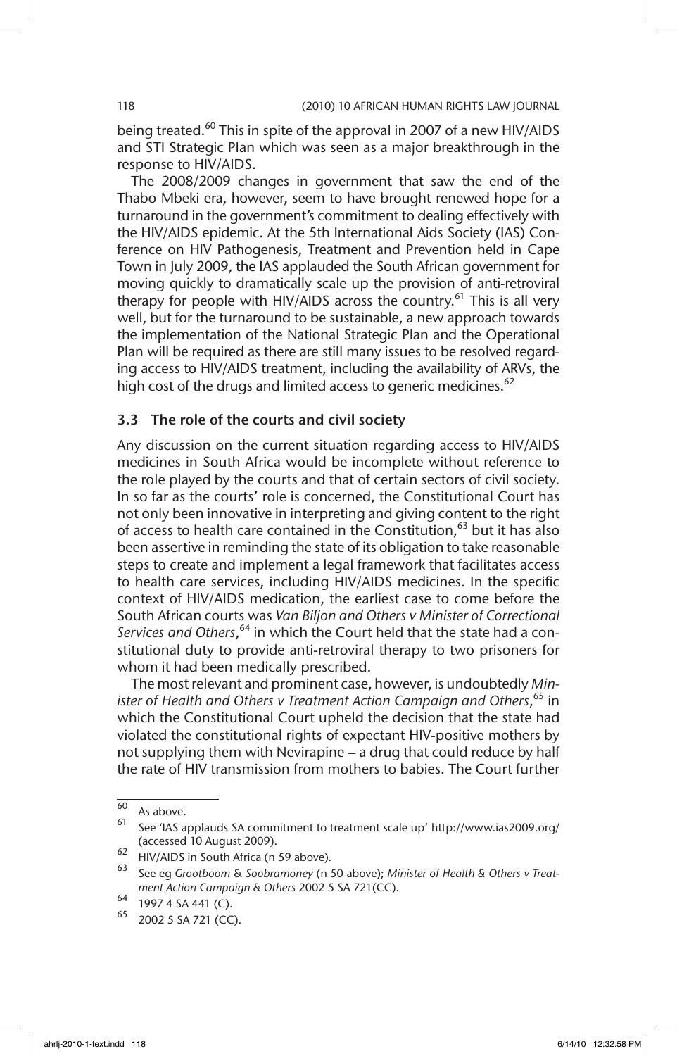being treated.[60] This in spite of the approval in 2007 of a new HIV/AIDS and STI Strategic Plan which was seen as a major breakthrough in the response to HIV/AIDS.

The 2008/2009 changes in government that saw the end of the Thabo Mbeki era, however, seem to have brought renewed hope for a turnaround in the government's commitment to dealing effectively with the HIV/AIDS epidemic. At the 5th International Aids Society (IAS) Conference on HIV Pathogenesis, Treatment and Prevention held in Cape Town in July 2009, the IAS applauded the South African government for moving quickly to dramatically scale up the provision of anti-retroviral therapy for people with HIV/AIDS across the country.[61] This is all very well, but for the turnaround to be sustainable, a new approach towards the implementation of the National Strategic Plan and the Operational Plan will be required as there are still many issues to be resolved regarding access to HIV/AIDS treatment, including the availability of ARVs, the high cost of the drugs and limited access to generic medicines.[62]

### 3.3 The role of the courts and civil society

Any discussion on the current situation regarding access to HIV/AIDS medicines in South Africa would be incomplete without reference to the role played by the courts and that of certain sectors of civil society. In so far as the courts' role is concerned, the Constitutional Court has not only been innovative in interpreting and giving content to the right of access to health care contained in the Constitution,[63] but it has also been assertive in reminding the state of its obligation to take reasonable steps to create and implement a legal framework that facilitates access to health care services, including HIV/AIDS medicines. In the specific context of HIV/AIDS medication, the earliest case to come before the South African courts was *Van Biljon and Others v Minister of Correctional Services and Others*,[64] in which the Court held that the state had a constitutional duty to provide anti-retroviral therapy to two prisoners for whom it had been medically prescribed.

The most relevant and prominent case, however, is undoubtedly *Minister of Health and Others v Treatment Action Campaign and Others*,[65] in which the Constitutional Court upheld the decision that the state had violated the constitutional rights of expectant HIV-positive mothers by not supplying them with Nevirapine – a drug that could reduce by half the rate of HIV transmission from mothers to babies. The Court further

---

[60] As above.

[61] See 'IAS applauds SA commitment to treatment scale up' http://www.ias2009.org/ (accessed 10 August 2009).

[62] HIV/AIDS in South Africa (n 59 above).

[63] See eg *Grootboom* & *Soobramoney* (n 50 above); *Minister of Health & Others v Treatment Action Campaign & Others* 2002 5 SA 721(CC).

[64] 1997 4 SA 441 (C).

[65] 2002 5 SA 721 (CC).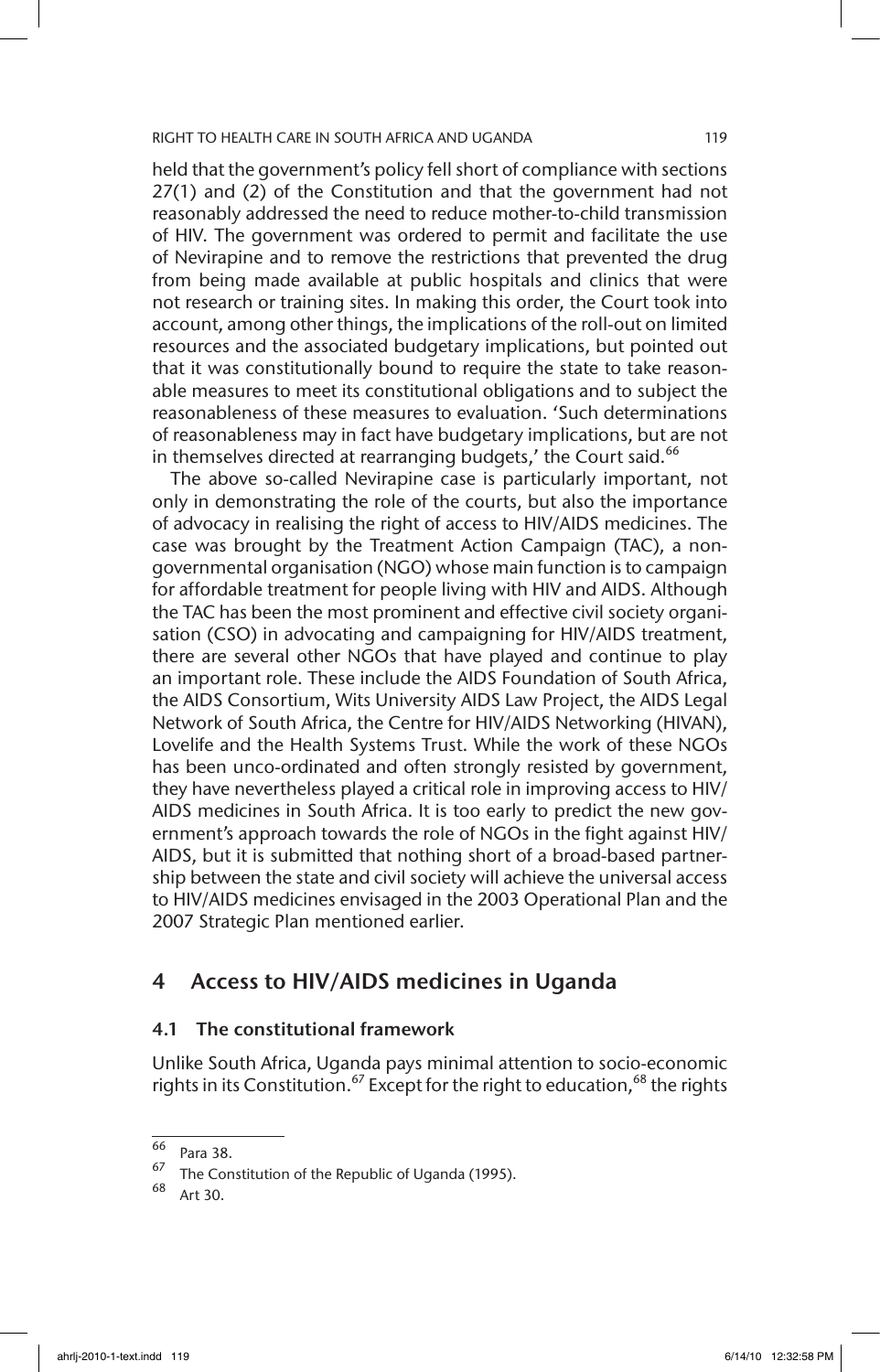held that the government's policy fell short of compliance with sections 27(1) and (2) of the Constitution and that the government had not reasonably addressed the need to reduce mother-to-child transmission of HIV. The government was ordered to permit and facilitate the use of Nevirapine and to remove the restrictions that prevented the drug from being made available at public hospitals and clinics that were not research or training sites. In making this order, the Court took into account, among other things, the implications of the roll-out on limited resources and the associated budgetary implications, but pointed out that it was constitutionally bound to require the state to take reasonable measures to meet its constitutional obligations and to subject the reasonableness of these measures to evaluation. 'Such determinations of reasonableness may in fact have budgetary implications, but are not in themselves directed at rearranging budgets,' the Court said.[66]

The above so-called Nevirapine case is particularly important, not only in demonstrating the role of the courts, but also the importance of advocacy in realising the right of access to HIV/AIDS medicines. The case was brought by the Treatment Action Campaign (TAC), a non-governmental organisation (NGO) whose main function is to campaign for affordable treatment for people living with HIV and AIDS. Although the TAC has been the most prominent and effective civil society organisation (CSO) in advocating and campaigning for HIV/AIDS treatment, there are several other NGOs that have played and continue to play an important role. These include the AIDS Foundation of South Africa, the AIDS Consortium, Wits University AIDS Law Project, the AIDS Legal Network of South Africa, the Centre for HIV/AIDS Networking (HIVAN), Lovelife and the Health Systems Trust. While the work of these NGOs has been unco-ordinated and often strongly resisted by government, they have nevertheless played a critical role in improving access to HIV/AIDS medicines in South Africa. It is too early to predict the new government's approach towards the role of NGOs in the fight against HIV/AIDS, but it is submitted that nothing short of a broad-based partnership between the state and civil society will achieve the universal access to HIV/AIDS medicines envisaged in the 2003 Operational Plan and the 2007 Strategic Plan mentioned earlier.

## 4 Access to HIV/AIDS medicines in Uganda

### 4.1 The constitutional framework

Unlike South Africa, Uganda pays minimal attention to socio-economic rights in its Constitution.[67] Except for the right to education,[68] the rights

---

[66] Para 38.

[67] The Constitution of the Republic of Uganda (1995).

[68] Art 30.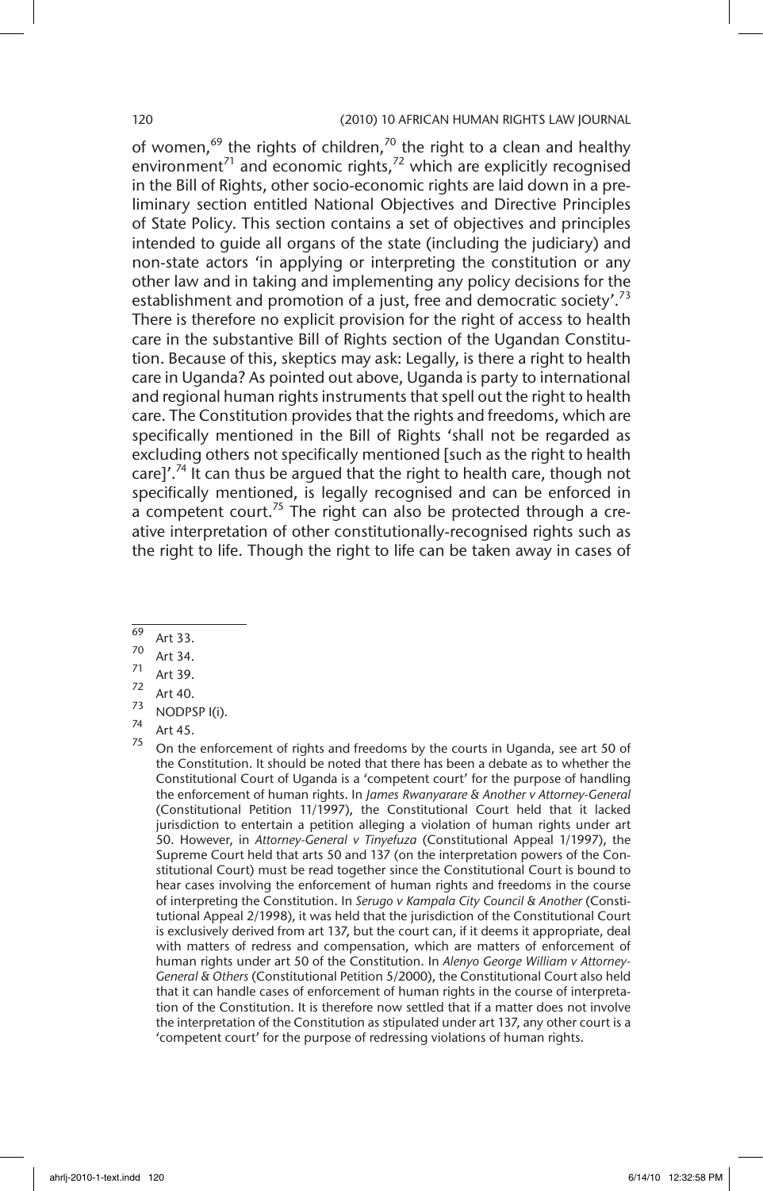of women,[69] the rights of children,[70] the right to a clean and healthy environment[71] and economic rights,[72] which are explicitly recognised in the Bill of Rights, other socio-economic rights are laid down in a preliminary section entitled National Objectives and Directive Principles of State Policy. This section contains a set of objectives and principles intended to guide all organs of the state (including the judiciary) and non-state actors 'in applying or interpreting the constitution or any other law and in taking and implementing any policy decisions for the establishment and promotion of a just, free and democratic society'.[73] There is therefore no explicit provision for the right of access to health care in the substantive Bill of Rights section of the Ugandan Constitution. Because of this, skeptics may ask: Legally, is there a right to health care in Uganda? As pointed out above, Uganda is party to international and regional human rights instruments that spell out the right to health care. The Constitution provides that the rights and freedoms, which are specifically mentioned in the Bill of Rights 'shall not be regarded as excluding others not specifically mentioned [such as the right to health care]'.[74] It can thus be argued that the right to health care, though not specifically mentioned, is legally recognised and can be enforced in a competent court.[75] The right can also be protected through a creative interpretation of other constitutionally-recognised rights such as the right to life. Though the right to life can be taken away in cases of

---

[69] Art 33.

[70] Art 34.

[71] Art 39.

[72] Art 40.

[73] NODPSP I(i).

[74] Art 45.

[75] On the enforcement of rights and freedoms by the courts in Uganda, see art 50 of the Constitution. It should be noted that there has been a debate as to whether the Constitutional Court of Uganda is a 'competent court' for the purpose of handling the enforcement of human rights. In *James Rwanyarare & Another v Attorney-General* (Constitutional Petition 11/1997), the Constitutional Court held that it lacked jurisdiction to entertain a petition alleging a violation of human rights under art 50. However, in *Attorney-General v Tinyefuza* (Constitutional Appeal 1/1997), the Supreme Court held that arts 50 and 137 (on the interpretation powers of the Constitutional Court) must be read together since the Constitutional Court is bound to hear cases involving the enforcement of human rights and freedoms in the course of interpreting the Constitution. In *Serugo v Kampala City Council & Another* (Constitutional Appeal 2/1998), it was held that the jurisdiction of the Constitutional Court is exclusively derived from art 137, but the court can, if it deems it appropriate, deal with matters of redress and compensation, which are matters of enforcement of human rights under art 50 of the Constitution. In *Alenyo George William v Attorney-General & Others* (Constitutional Petition 5/2000), the Constitutional Court also held that it can handle cases of enforcement of human rights in the course of interpretation of the Constitution. It is therefore now settled that if a matter does not involve the interpretation of the Constitution as stipulated under art 137, any other court is a 'competent court' for the purpose of redressing violations of human rights.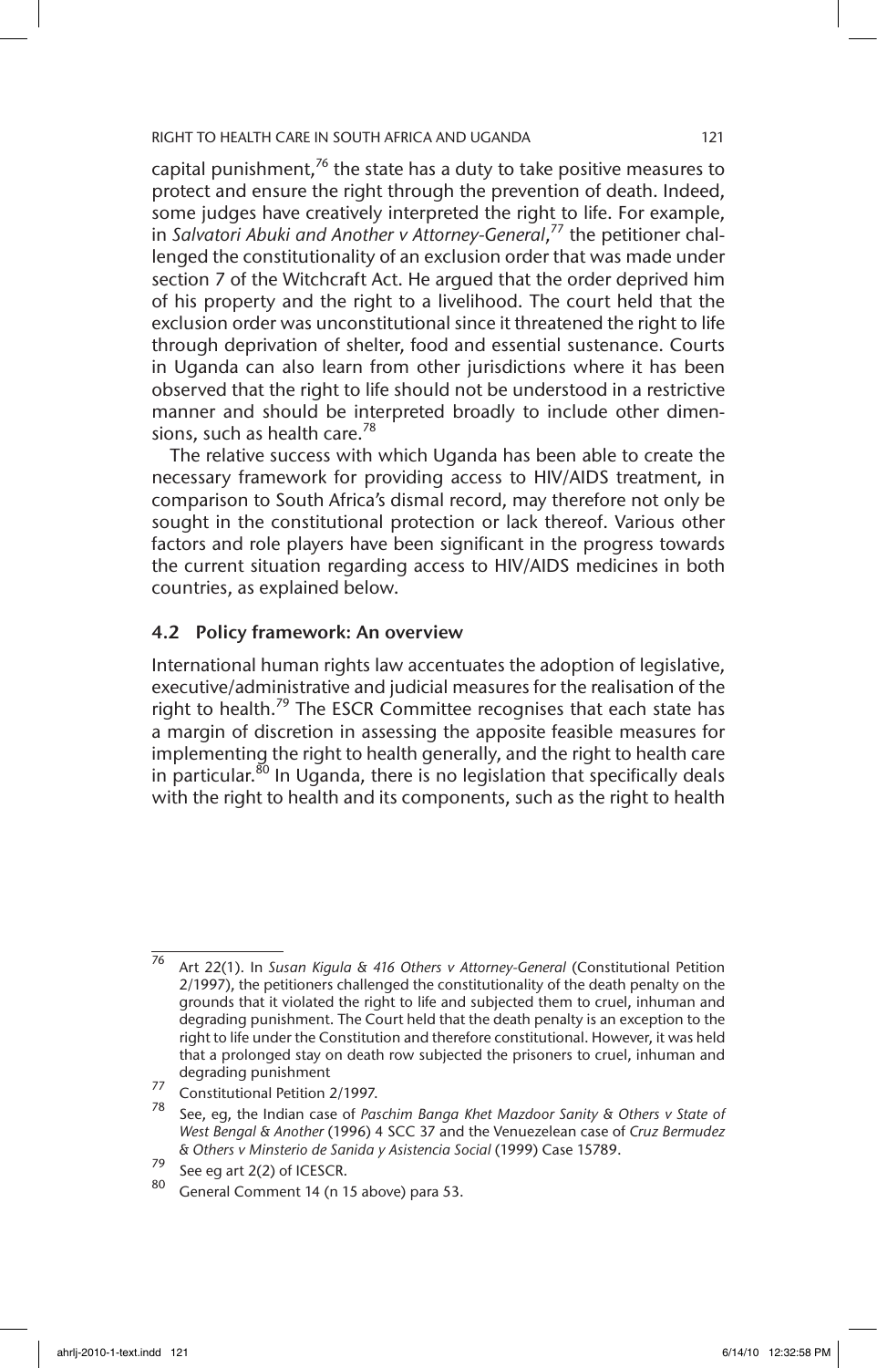capital punishment,[76] the state has a duty to take positive measures to protect and ensure the right through the prevention of death. Indeed, some judges have creatively interpreted the right to life. For example, in *Salvatori Abuki and Another v Attorney-General*,[77] the petitioner challenged the constitutionality of an exclusion order that was made under section 7 of the Witchcraft Act. He argued that the order deprived him of his property and the right to a livelihood. The court held that the exclusion order was unconstitutional since it threatened the right to life through deprivation of shelter, food and essential sustenance. Courts in Uganda can also learn from other jurisdictions where it has been observed that the right to life should not be understood in a restrictive manner and should be interpreted broadly to include other dimensions, such as health care.[78]

The relative success with which Uganda has been able to create the necessary framework for providing access to HIV/AIDS treatment, in comparison to South Africa's dismal record, may therefore not only be sought in the constitutional protection or lack thereof. Various other factors and role players have been significant in the progress towards the current situation regarding access to HIV/AIDS medicines in both countries, as explained below.

### 4.2 Policy framework: An overview

International human rights law accentuates the adoption of legislative, executive/administrative and judicial measures for the realisation of the right to health.[79] The ESCR Committee recognises that each state has a margin of discretion in assessing the apposite feasible measures for implementing the right to health generally, and the right to health care in particular.[80] In Uganda, there is no legislation that specifically deals with the right to health and its components, such as the right to health

---

[76] Art 22(1). In *Susan Kigula & 416 Others v Attorney-General* (Constitutional Petition 2/1997), the petitioners challenged the constitutionality of the death penalty on the grounds that it violated the right to life and subjected them to cruel, inhuman and degrading punishment. The Court held that the death penalty is an exception to the right to life under the Constitution and therefore constitutional. However, it was held that a prolonged stay on death row subjected the prisoners to cruel, inhuman and degrading punishment

[77] Constitutional Petition 2/1997.

[78] See, eg, the Indian case of *Paschim Banga Khet Mazdoor Sanity & Others v State of West Bengal & Another* (1996) 4 SCC 37 and the Venuezelean case of *Cruz Bermudez & Others v Minsterio de Sanida y Asistencia Social* (1999) Case 15789.

[79] See eg art 2(2) of ICESCR.

[80] General Comment 14 (n 15 above) para 53.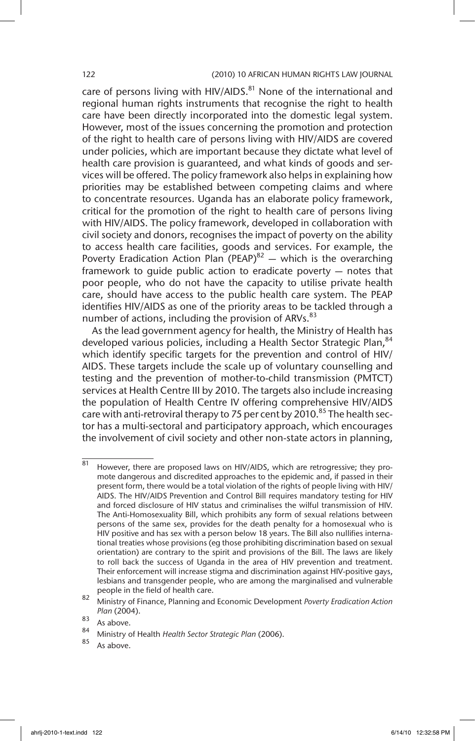care of persons living with HIV/AIDS.[81] None of the international and regional human rights instruments that recognise the right to health care have been directly incorporated into the domestic legal system. However, most of the issues concerning the promotion and protection of the right to health care of persons living with HIV/AIDS are covered under policies, which are important because they dictate what level of health care provision is guaranteed, and what kinds of goods and services will be offered. The policy framework also helps in explaining how priorities may be established between competing claims and where to concentrate resources. Uganda has an elaborate policy framework, critical for the promotion of the right to health care of persons living with HIV/AIDS. The policy framework, developed in collaboration with civil society and donors, recognises the impact of poverty on the ability to access health care facilities, goods and services. For example, the Poverty Eradication Action Plan (PEAP)[82] — which is the overarching framework to guide public action to eradicate poverty — notes that poor people, who do not have the capacity to utilise private health care, should have access to the public health care system. The PEAP identifies HIV/AIDS as one of the priority areas to be tackled through a number of actions, including the provision of ARVs.[83]

As the lead government agency for health, the Ministry of Health has developed various policies, including a Health Sector Strategic Plan,[84] which identify specific targets for the prevention and control of HIV/AIDS. These targets include the scale up of voluntary counselling and testing and the prevention of mother-to-child transmission (PMTCT) services at Health Centre III by 2010. The targets also include increasing the population of Health Centre IV offering comprehensive HIV/AIDS care with anti-retroviral therapy to 75 per cent by 2010.[85] The health sector has a multi-sectoral and participatory approach, which encourages the involvement of civil society and other non-state actors in planning,

---

[81] However, there are proposed laws on HIV/AIDS, which are retrogressive; they promote dangerous and discredited approaches to the epidemic and, if passed in their present form, there would be a total violation of the rights of people living with HIV/AIDS. The HIV/AIDS Prevention and Control Bill requires mandatory testing for HIV and forced disclosure of HIV status and criminalises the wilful transmission of HIV. The Anti-Homosexuality Bill, which prohibits any form of sexual relations between persons of the same sex, provides for the death penalty for a homosexual who is HIV positive and has sex with a person below 18 years. The Bill also nullifies international treaties whose provisions (eg those prohibiting discrimination based on sexual orientation) are contrary to the spirit and provisions of the Bill. The laws are likely to roll back the success of Uganda in the area of HIV prevention and treatment. Their enforcement will increase stigma and discrimination against HIV-positive gays, lesbians and transgender people, who are among the marginalised and vulnerable people in the field of health care.

[82] Ministry of Finance, Planning and Economic Development *Poverty Eradication Action Plan* (2004).

[83] As above.

[84] Ministry of Health *Health Sector Strategic Plan* (2006).

[85] As above.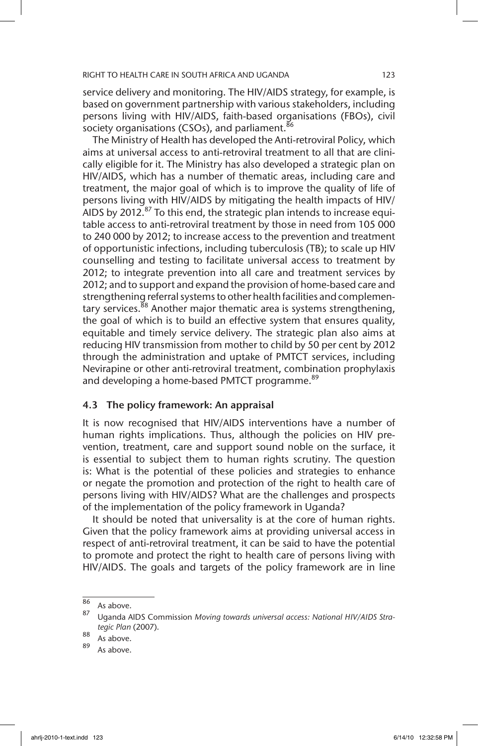service delivery and monitoring. The HIV/AIDS strategy, for example, is based on government partnership with various stakeholders, including persons living with HIV/AIDS, faith-based organisations (FBOs), civil society organisations (CSOs), and parliament.[86]

The Ministry of Health has developed the Anti-retroviral Policy, which aims at universal access to anti-retroviral treatment to all that are clinically eligible for it. The Ministry has also developed a strategic plan on HIV/AIDS, which has a number of thematic areas, including care and treatment, the major goal of which is to improve the quality of life of persons living with HIV/AIDS by mitigating the health impacts of HIV/AIDS by 2012.[87] To this end, the strategic plan intends to increase equitable access to anti-retroviral treatment by those in need from 105 000 to 240 000 by 2012; to increase access to the prevention and treatment of opportunistic infections, including tuberculosis (TB); to scale up HIV counselling and testing to facilitate universal access to treatment by 2012; to integrate prevention into all care and treatment services by 2012; and to support and expand the provision of home-based care and strengthening referral systems to other health facilities and complementary services.[88] Another major thematic area is systems strengthening, the goal of which is to build an effective system that ensures quality, equitable and timely service delivery. The strategic plan also aims at reducing HIV transmission from mother to child by 50 per cent by 2012 through the administration and uptake of PMTCT services, including Nevirapine or other anti-retroviral treatment, combination prophylaxis and developing a home-based PMTCT programme.[89]

### 4.3 The policy framework: An appraisal

It is now recognised that HIV/AIDS interventions have a number of human rights implications. Thus, although the policies on HIV prevention, treatment, care and support sound noble on the surface, it is essential to subject them to human rights scrutiny. The question is: What is the potential of these policies and strategies to enhance or negate the promotion and protection of the right to health care of persons living with HIV/AIDS? What are the challenges and prospects of the implementation of the policy framework in Uganda?

It should be noted that universality is at the core of human rights. Given that the policy framework aims at providing universal access in respect of anti-retroviral treatment, it can be said to have the potential to promote and protect the right to health care of persons living with HIV/AIDS. The goals and targets of the policy framework are in line

---

[86] As above.

[87] Uganda AIDS Commission *Moving towards universal access: National HIV/AIDS Strategic Plan* (2007).

[88] As above.

[89] As above.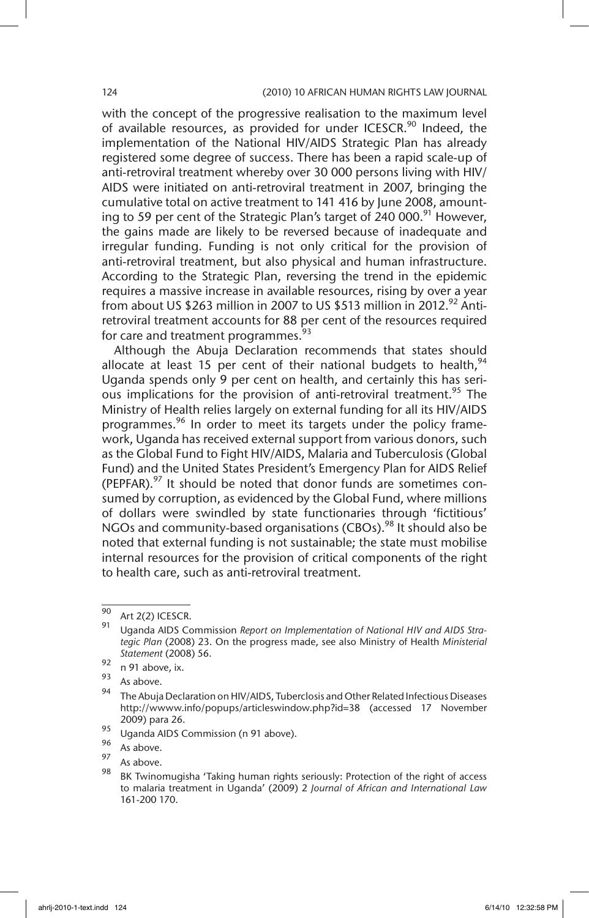with the concept of the progressive realisation to the maximum level of available resources, as provided for under ICESCR.[90] Indeed, the implementation of the National HIV/AIDS Strategic Plan has already registered some degree of success. There has been a rapid scale-up of anti-retroviral treatment whereby over 30 000 persons living with HIV/AIDS were initiated on anti-retroviral treatment in 2007, bringing the cumulative total on active treatment to 141 416 by June 2008, amounting to 59 per cent of the Strategic Plan's target of 240 000.[91] However, the gains made are likely to be reversed because of inadequate and irregular funding. Funding is not only critical for the provision of anti-retroviral treatment, but also physical and human infrastructure. According to the Strategic Plan, reversing the trend in the epidemic requires a massive increase in available resources, rising by over a year from about US $263 million in 2007 to US $513 million in 2012.[92] Anti-retroviral treatment accounts for 88 per cent of the resources required for care and treatment programmes.[93]

Although the Abuja Declaration recommends that states should allocate at least 15 per cent of their national budgets to health,[94] Uganda spends only 9 per cent on health, and certainly this has serious implications for the provision of anti-retroviral treatment.[95] The Ministry of Health relies largely on external funding for all its HIV/AIDS programmes.[96] In order to meet its targets under the policy framework, Uganda has received external support from various donors, such as the Global Fund to Fight HIV/AIDS, Malaria and Tuberculosis (Global Fund) and the United States President's Emergency Plan for AIDS Relief (PEPFAR).[97] It should be noted that donor funds are sometimes consumed by corruption, as evidenced by the Global Fund, where millions of dollars were swindled by state functionaries through 'fictitious' NGOs and community-based organisations (CBOs).[98] It should also be noted that external funding is not sustainable; the state must mobilise internal resources for the provision of critical components of the right to health care, such as anti-retroviral treatment.

---

[90] Art 2(2) ICESCR.

[91] Uganda AIDS Commission *Report on Implementation of National HIV and AIDS Strategic Plan* (2008) 23. On the progress made, see also Ministry of Health *Ministerial Statement* (2008) 56.

[92] n 91 above, ix.

[93] As above.

[94] The Abuja Declaration on HIV/AIDS, Tuberclosis and Other Related Infectious Diseases http://wwww.info/popups/articleswindow.php?id=38 (accessed 17 November 2009) para 26.

[95] Uganda AIDS Commission (n 91 above).

[96] As above.

[97] As above.

[98] BK Twinomugisha 'Taking human rights seriously: Protection of the right of access to malaria treatment in Uganda' (2009) 2 *Journal of African and International Law* 161-200 170.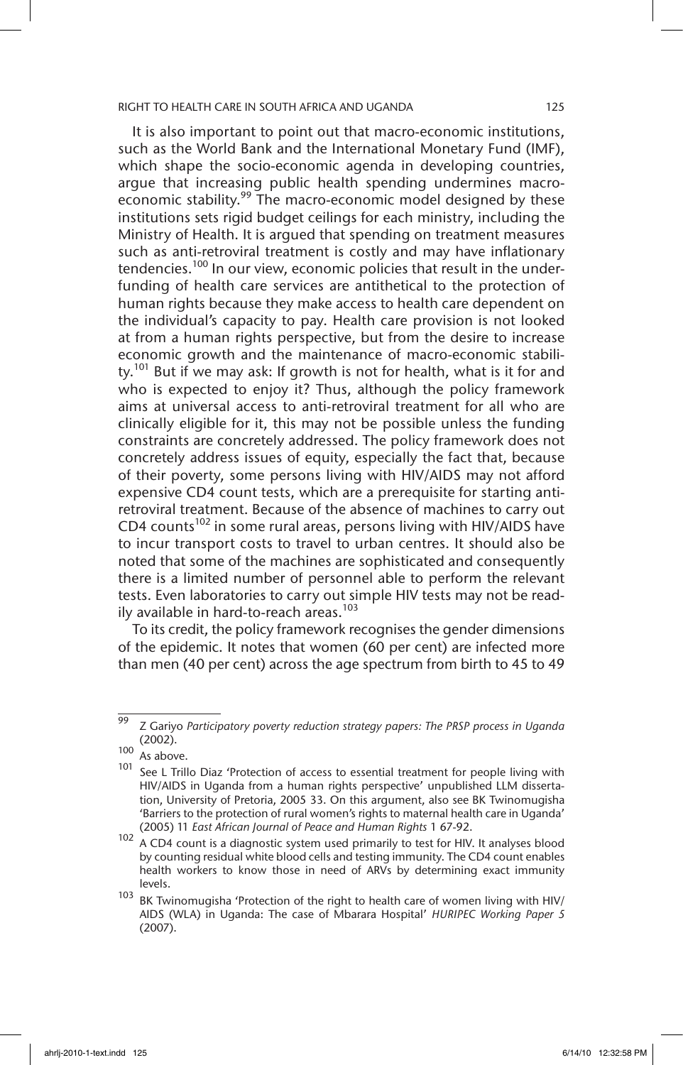It is also important to point out that macro-economic institutions, such as the World Bank and the International Monetary Fund (IMF), which shape the socio-economic agenda in developing countries, argue that increasing public health spending undermines macro-economic stability.[99] The macro-economic model designed by these institutions sets rigid budget ceilings for each ministry, including the Ministry of Health. It is argued that spending on treatment measures such as anti-retroviral treatment is costly and may have inflationary tendencies.[100] In our view, economic policies that result in the under-funding of health care services are antithetical to the protection of human rights because they make access to health care dependent on the individual's capacity to pay. Health care provision is not looked at from a human rights perspective, but from the desire to increase economic growth and the maintenance of macro-economic stability.[101] But if we may ask: If growth is not for health, what is it for and who is expected to enjoy it? Thus, although the policy framework aims at universal access to anti-retroviral treatment for all who are clinically eligible for it, this may not be possible unless the funding constraints are concretely addressed. The policy framework does not concretely address issues of equity, especially the fact that, because of their poverty, some persons living with HIV/AIDS may not afford expensive CD4 count tests, which are a prerequisite for starting anti-retroviral treatment. Because of the absence of machines to carry out CD4 counts[102] in some rural areas, persons living with HIV/AIDS have to incur transport costs to travel to urban centres. It should also be noted that some of the machines are sophisticated and consequently there is a limited number of personnel able to perform the relevant tests. Even laboratories to carry out simple HIV tests may not be readily available in hard-to-reach areas.[103]

To its credit, the policy framework recognises the gender dimensions of the epidemic. It notes that women (60 per cent) are infected more than men (40 per cent) across the age spectrum from birth to 45 to 49

---

[99] Z Gariyo *Participatory poverty reduction strategy papers: The PRSP process in Uganda* (2002).

[100] As above.

[101] See L Trillo Diaz 'Protection of access to essential treatment for people living with HIV/AIDS in Uganda from a human rights perspective' unpublished LLM dissertation, University of Pretoria, 2005 33. On this argument, also see BK Twinomugisha 'Barriers to the protection of rural women's rights to maternal health care in Uganda' (2005) 11 *East African Journal of Peace and Human Rights* 1 67-92.

[102] A CD4 count is a diagnostic system used primarily to test for HIV. It analyses blood by counting residual white blood cells and testing immunity. The CD4 count enables health workers to know those in need of ARVs by determining exact immunity levels.

[103] BK Twinomugisha 'Protection of the right to health care of women living with HIV/AIDS (WLA) in Uganda: The case of Mbarara Hospital' *HURIPEC Working Paper 5* (2007).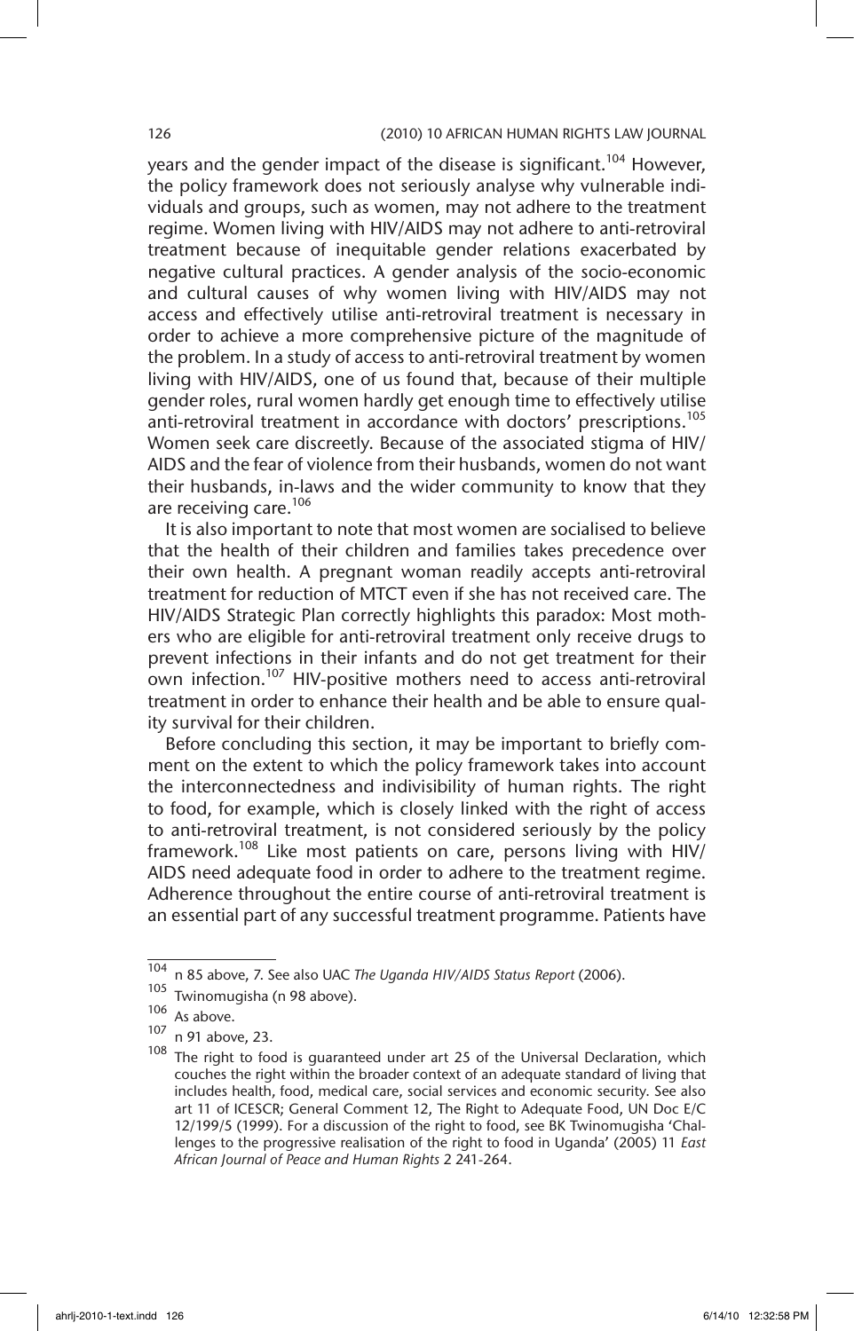years and the gender impact of the disease is significant.[104] However, the policy framework does not seriously analyse why vulnerable individuals and groups, such as women, may not adhere to the treatment regime. Women living with HIV/AIDS may not adhere to anti-retroviral treatment because of inequitable gender relations exacerbated by negative cultural practices. A gender analysis of the socio-economic and cultural causes of why women living with HIV/AIDS may not access and effectively utilise anti-retroviral treatment is necessary in order to achieve a more comprehensive picture of the magnitude of the problem. In a study of access to anti-retroviral treatment by women living with HIV/AIDS, one of us found that, because of their multiple gender roles, rural women hardly get enough time to effectively utilise anti-retroviral treatment in accordance with doctors' prescriptions.[105] Women seek care discreetly. Because of the associated stigma of HIV/AIDS and the fear of violence from their husbands, women do not want their husbands, in-laws and the wider community to know that they are receiving care.[106]

It is also important to note that most women are socialised to believe that the health of their children and families takes precedence over their own health. A pregnant woman readily accepts anti-retroviral treatment for reduction of MTCT even if she has not received care. The HIV/AIDS Strategic Plan correctly highlights this paradox: Most mothers who are eligible for anti-retroviral treatment only receive drugs to prevent infections in their infants and do not get treatment for their own infection.[107] HIV-positive mothers need to access anti-retroviral treatment in order to enhance their health and be able to ensure quality survival for their children.

Before concluding this section, it may be important to briefly comment on the extent to which the policy framework takes into account the interconnectedness and indivisibility of human rights. The right to food, for example, which is closely linked with the right of access to anti-retroviral treatment, is not considered seriously by the policy framework.[108] Like most patients on care, persons living with HIV/AIDS need adequate food in order to adhere to the treatment regime. Adherence throughout the entire course of anti-retroviral treatment is an essential part of any successful treatment programme. Patients have

---

[104] n 85 above, 7. See also UAC *The Uganda HIV/AIDS Status Report* (2006).

[105] Twinomugisha (n 98 above).

[106] As above.

[107] n 91 above, 23.

[108] The right to food is guaranteed under art 25 of the Universal Declaration, which couches the right within the broader context of an adequate standard of living that includes health, food, medical care, social services and economic security. See also art 11 of ICESCR; General Comment 12, The Right to Adequate Food, UN Doc E/C 12/199/5 (1999). For a discussion of the right to food, see BK Twinomugisha 'Challenges to the progressive realisation of the right to food in Uganda' (2005) 11 *East African Journal of Peace and Human Rights* 2 241-264.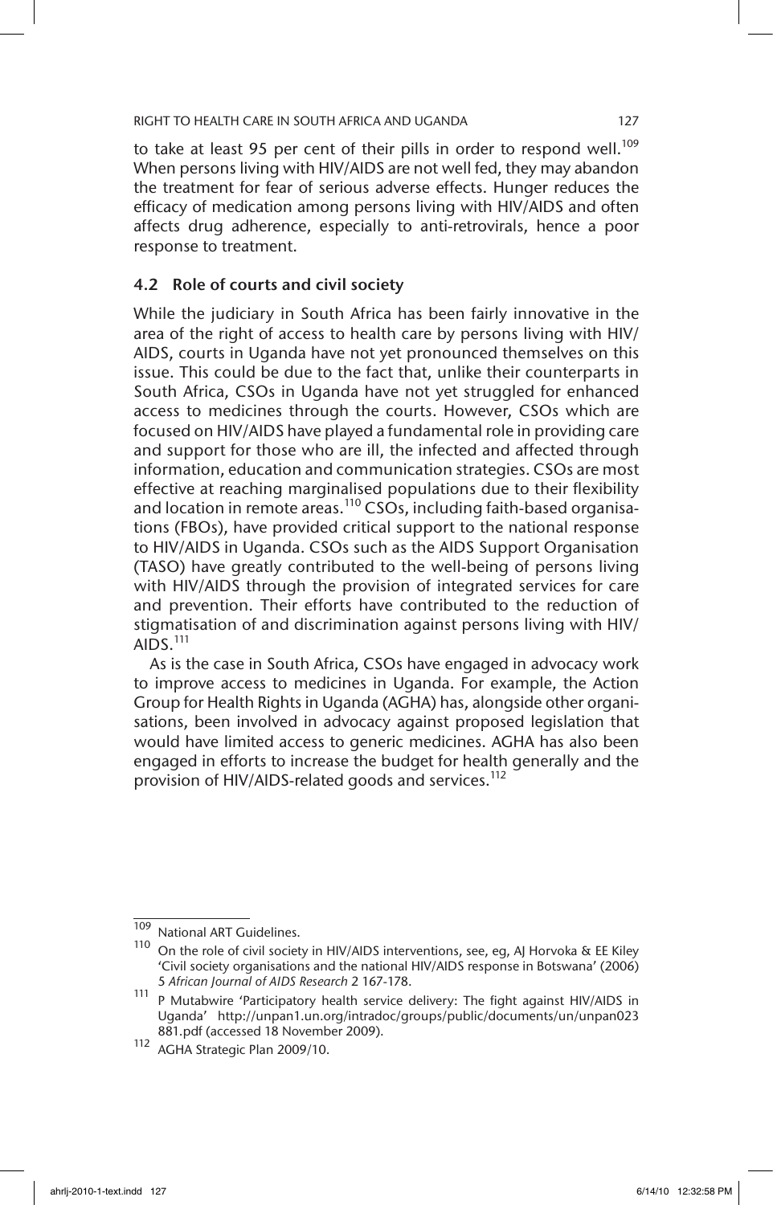to take at least 95 per cent of their pills in order to respond well.[109] When persons living with HIV/AIDS are not well fed, they may abandon the treatment for fear of serious adverse effects. Hunger reduces the efficacy of medication among persons living with HIV/AIDS and often affects drug adherence, especially to anti-retrovirals, hence a poor response to treatment.

### 4.2 Role of courts and civil society

While the judiciary in South Africa has been fairly innovative in the area of the right of access to health care by persons living with HIV/AIDS, courts in Uganda have not yet pronounced themselves on this issue. This could be due to the fact that, unlike their counterparts in South Africa, CSOs in Uganda have not yet struggled for enhanced access to medicines through the courts. However, CSOs which are focused on HIV/AIDS have played a fundamental role in providing care and support for those who are ill, the infected and affected through information, education and communication strategies. CSOs are most effective at reaching marginalised populations due to their flexibility and location in remote areas.[110] CSOs, including faith-based organisations (FBOs), have provided critical support to the national response to HIV/AIDS in Uganda. CSOs such as the AIDS Support Organisation (TASO) have greatly contributed to the well-being of persons living with HIV/AIDS through the provision of integrated services for care and prevention. Their efforts have contributed to the reduction of stigmatisation of and discrimination against persons living with HIV/AIDS.[111]

As is the case in South Africa, CSOs have engaged in advocacy work to improve access to medicines in Uganda. For example, the Action Group for Health Rights in Uganda (AGHA) has, alongside other organisations, been involved in advocacy against proposed legislation that would have limited access to generic medicines. AGHA has also been engaged in efforts to increase the budget for health generally and the provision of HIV/AIDS-related goods and services.[112]

---

[109] National ART Guidelines.

[110] On the role of civil society in HIV/AIDS interventions, see, eg, AJ Horvoka & EE Kiley 'Civil society organisations and the national HIV/AIDS response in Botswana' (2006) 5 *African Journal of AIDS Research* 2 167-178.

[111] P Mutabwire 'Participatory health service delivery: The fight against HIV/AIDS in Uganda' http://unpan1.un.org/intradoc/groups/public/documents/un/unpan023881.pdf (accessed 18 November 2009).

[112] AGHA Strategic Plan 2009/10.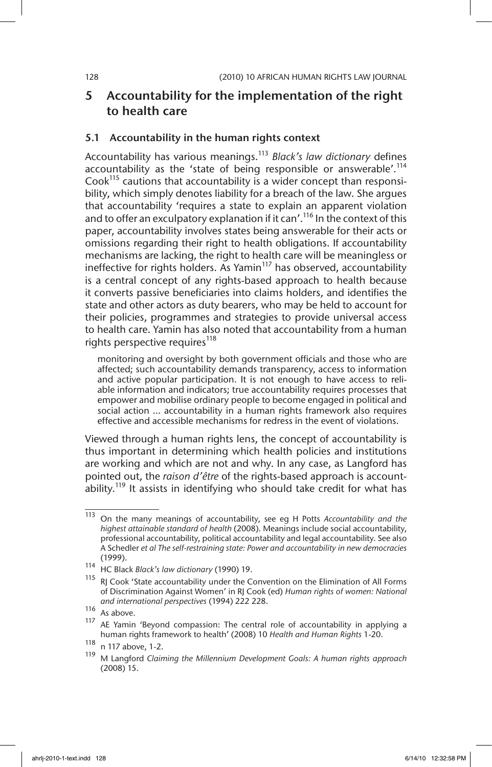## 5 Accountability for the implementation of the right to health care

### 5.1 Accountability in the human rights context

Accountability has various meanings.[113] *Black's law dictionary* defines accountability as the 'state of being responsible or answerable'.[114] Cook[115] cautions that accountability is a wider concept than responsibility, which simply denotes liability for a breach of the law. She argues that accountability 'requires a state to explain an apparent violation and to offer an exculpatory explanation if it can'.[116] In the context of this paper, accountability involves states being answerable for their acts or omissions regarding their right to health obligations. If accountability mechanisms are lacking, the right to health care will be meaningless or ineffective for rights holders. As Yamin[117] has observed, accountability is a central concept of any rights-based approach to health because it converts passive beneficiaries into claims holders, and identifies the state and other actors as duty bearers, who may be held to account for their policies, programmes and strategies to provide universal access to health care. Yamin has also noted that accountability from a human rights perspective requires[118]

> monitoring and oversight by both government officials and those who are affected; such accountability demands transparency, access to information and active popular participation. It is not enough to have access to reliable information and indicators; true accountability requires processes that empower and mobilise ordinary people to become engaged in political and social action ... accountability in a human rights framework also requires effective and accessible mechanisms for redress in the event of violations.

Viewed through a human rights lens, the concept of accountability is thus important in determining which health policies and institutions are working and which are not and why. In any case, as Langford has pointed out, the *raison d'être* of the rights-based approach is accountability.[119] It assists in identifying who should take credit for what has

---

[113] On the many meanings of accountability, see eg H Potts *Accountability and the highest attainable standard of health* (2008). Meanings include social accountability, professional accountability, political accountability and legal accountability. See also A Schedler *et al The self-restraining state: Power and accountability in new democracies* (1999).

[114] HC Black *Black's law dictionary* (1990) 19.

[115] RJ Cook 'State accountability under the Convention on the Elimination of All Forms of Discrimination Against Women' in RJ Cook (ed) *Human rights of women: National and international perspectives* (1994) 222 228.

[116] As above.

[117] AE Yamin 'Beyond compassion: The central role of accountability in applying a human rights framework to health' (2008) 10 *Health and Human Rights* 1-20.

[118] n 117 above, 1-2.

[119] M Langford *Claiming the Millennium Development Goals: A human rights approach* (2008) 15.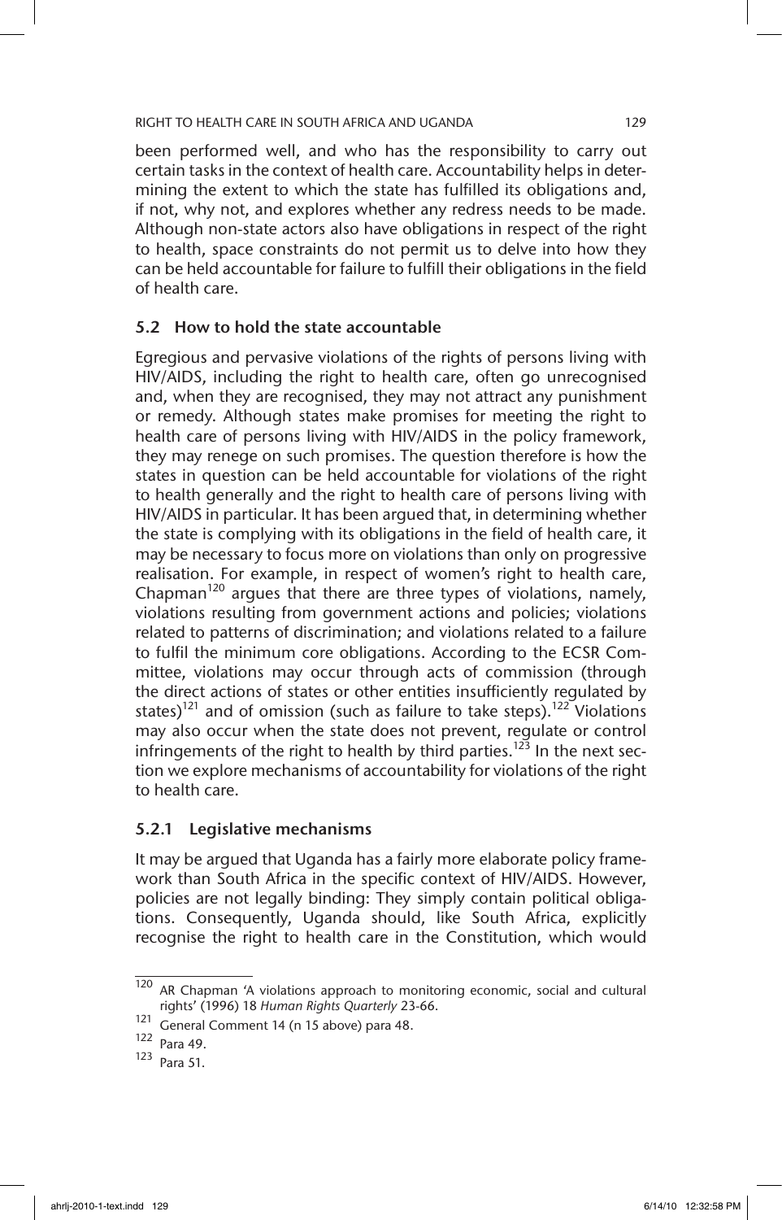been performed well, and who has the responsibility to carry out certain tasks in the context of health care. Accountability helps in determining the extent to which the state has fulfilled its obligations and, if not, why not, and explores whether any redress needs to be made. Although non-state actors also have obligations in respect of the right to health, space constraints do not permit us to delve into how they can be held accountable for failure to fulfill their obligations in the field of health care.

### 5.2 How to hold the state accountable

Egregious and pervasive violations of the rights of persons living with HIV/AIDS, including the right to health care, often go unrecognised and, when they are recognised, they may not attract any punishment or remedy. Although states make promises for meeting the right to health care of persons living with HIV/AIDS in the policy framework, they may renege on such promises. The question therefore is how the states in question can be held accountable for violations of the right to health generally and the right to health care of persons living with HIV/AIDS in particular. It has been argued that, in determining whether the state is complying with its obligations in the field of health care, it may be necessary to focus more on violations than only on progressive realisation. For example, in respect of women's right to health care, Chapman[120] argues that there are three types of violations, namely, violations resulting from government actions and policies; violations related to patterns of discrimination; and violations related to a failure to fulfil the minimum core obligations. According to the ECSR Committee, violations may occur through acts of commission (through the direct actions of states or other entities insufficiently regulated by states)[121] and of omission (such as failure to take steps).[122] Violations may also occur when the state does not prevent, regulate or control infringements of the right to health by third parties.[123] In the next section we explore mechanisms of accountability for violations of the right to health care.

#### 5.2.1 Legislative mechanisms

It may be argued that Uganda has a fairly more elaborate policy framework than South Africa in the specific context of HIV/AIDS. However, policies are not legally binding: They simply contain political obligations. Consequently, Uganda should, like South Africa, explicitly recognise the right to health care in the Constitution, which would

---

120 AR Chapman 'A violations approach to monitoring economic, social and cultural rights' (1996) 18 *Human Rights Quarterly* 23-66.

121 General Comment 14 (n 15 above) para 48.

122 Para 49.

123 Para 51.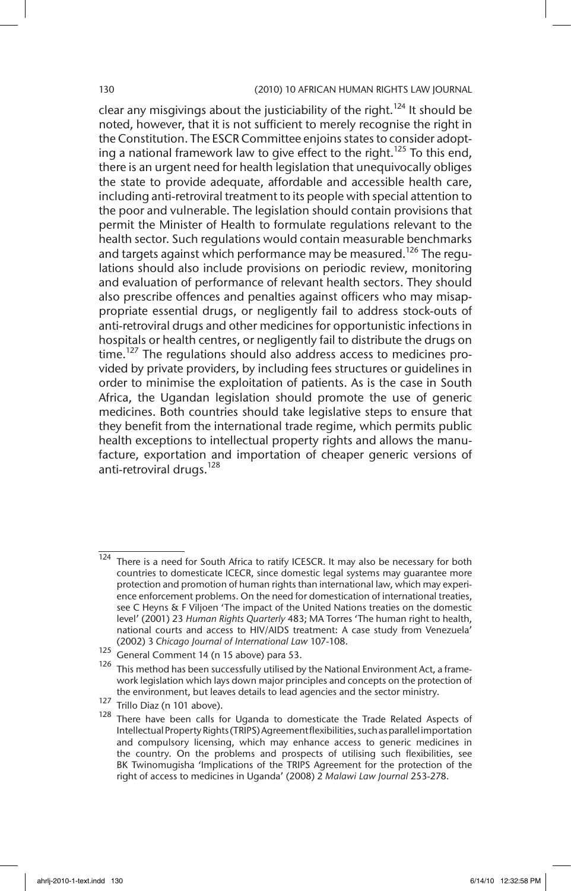clear any misgivings about the justiciability of the right.[124] It should be noted, however, that it is not sufficient to merely recognise the right in the Constitution. The ESCR Committee enjoins states to consider adopting a national framework law to give effect to the right.[125] To this end, there is an urgent need for health legislation that unequivocally obliges the state to provide adequate, affordable and accessible health care, including anti-retroviral treatment to its people with special attention to the poor and vulnerable. The legislation should contain provisions that permit the Minister of Health to formulate regulations relevant to the health sector. Such regulations would contain measurable benchmarks and targets against which performance may be measured.[126] The regulations should also include provisions on periodic review, monitoring and evaluation of performance of relevant health sectors. They should also prescribe offences and penalties against officers who may misappropriate essential drugs, or negligently fail to address stock-outs of anti-retroviral drugs and other medicines for opportunistic infections in hospitals or health centres, or negligently fail to distribute the drugs on time.[127] The regulations should also address access to medicines provided by private providers, by including fees structures or guidelines in order to minimise the exploitation of patients. As is the case in South Africa, the Ugandan legislation should promote the use of generic medicines. Both countries should take legislative steps to ensure that they benefit from the international trade regime, which permits public health exceptions to intellectual property rights and allows the manufacture, exportation and importation of cheaper generic versions of anti-retroviral drugs.[128]

---

[124] There is a need for South Africa to ratify ICESCR. It may also be necessary for both countries to domesticate ICECR, since domestic legal systems may guarantee more protection and promotion of human rights than international law, which may experience enforcement problems. On the need for domestication of international treaties, see C Heyns & F Viljoen 'The impact of the United Nations treaties on the domestic level' (2001) 23 *Human Rights Quarterly* 483; MA Torres 'The human right to health, national courts and access to HIV/AIDS treatment: A case study from Venezuela' (2002) 3 *Chicago Journal of International Law* 107-108.

[125] General Comment 14 (n 15 above) para 53.

[126] This method has been successfully utilised by the National Environment Act, a framework legislation which lays down major principles and concepts on the protection of the environment, but leaves details to lead agencies and the sector ministry.

[127] Trillo Diaz (n 101 above).

[128] There have been calls for Uganda to domesticate the Trade Related Aspects of Intellectual Property Rights (TRIPS) Agreement flexibilities, such as parallel importation and compulsory licensing, which may enhance access to generic medicines in the country. On the problems and prospects of utilising such flexibilities, see BK Twinomugisha 'Implications of the TRIPS Agreement for the protection of the right of access to medicines in Uganda' (2008) 2 *Malawi Law Journal* 253-278.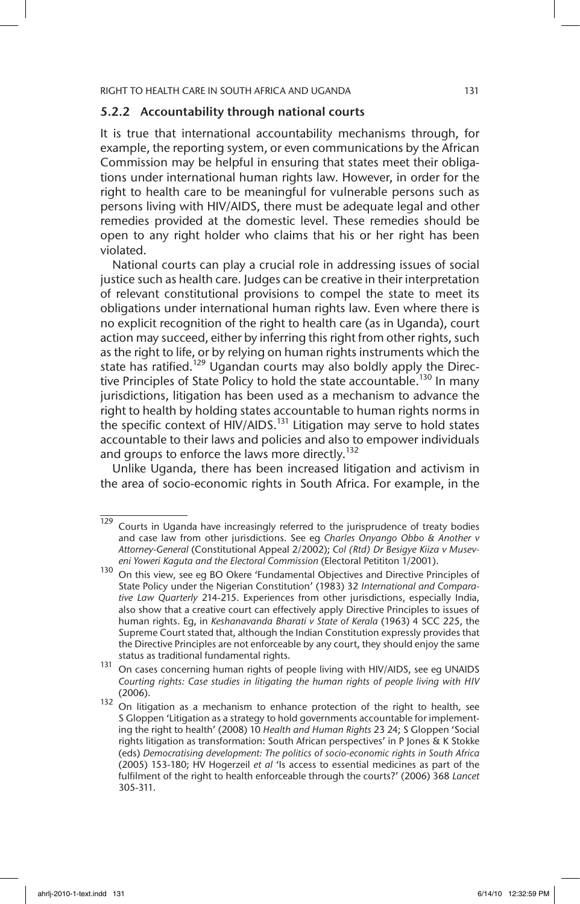### 5.2.2 Accountability through national courts

It is true that international accountability mechanisms through, for example, the reporting system, or even communications by the African Commission may be helpful in ensuring that states meet their obligations under international human rights law. However, in order for the right to health care to be meaningful for vulnerable persons such as persons living with HIV/AIDS, there must be adequate legal and other remedies provided at the domestic level. These remedies should be open to any right holder who claims that his or her right has been violated.

National courts can play a crucial role in addressing issues of social justice such as health care. Judges can be creative in their interpretation of relevant constitutional provisions to compel the state to meet its obligations under international human rights law. Even where there is no explicit recognition of the right to health care (as in Uganda), court action may succeed, either by inferring this right from other rights, such as the right to life, or by relying on human rights instruments which the state has ratified.[129] Ugandan courts may also boldly apply the Directive Principles of State Policy to hold the state accountable.[130] In many jurisdictions, litigation has been used as a mechanism to advance the right to health by holding states accountable to human rights norms in the specific context of HIV/AIDS.[131] Litigation may serve to hold states accountable to their laws and policies and also to empower individuals and groups to enforce the laws more directly.[132]

Unlike Uganda, there has been increased litigation and activism in the area of socio-economic rights in South Africa. For example, in the

---

[129] Courts in Uganda have increasingly referred to the jurisprudence of treaty bodies and case law from other jurisdictions. See eg *Charles Onyango Obbo & Another v Attorney-General* (Constitutional Appeal 2/2002); *Col (Rtd) Dr Besigye Kiiza v Museveni Yoweri Kaguta and the Electoral Commission* (Electoral Petititon 1/2001).

[130] On this view, see eg BO Okere 'Fundamental Objectives and Directive Principles of State Policy under the Nigerian Constitution' (1983) 32 *International and Comparative Law Quarterly* 214-215. Experiences from other jurisdictions, especially India, also show that a creative court can effectively apply Directive Principles to issues of human rights. Eg, in *Keshanavanda Bharati v State of Kerala* (1963) 4 SCC 225, the Supreme Court stated that, although the Indian Constitution expressly provides that the Directive Principles are not enforceable by any court, they should enjoy the same status as traditional fundamental rights.

[131] On cases concerning human rights of people living with HIV/AIDS, see eg UNAIDS *Courting rights: Case studies in litigating the human rights of people living with HIV* (2006).

[132] On litigation as a mechanism to enhance protection of the right to health, see S Gloppen 'Litigation as a strategy to hold governments accountable for implementing the right to health' (2008) 10 *Health and Human Rights* 23 24; S Gloppen 'Social rights litigation as transformation: South African perspectives' in P Jones & K Stokke (eds) *Democratising development: The politics of socio-economic rights in South Africa* (2005) 153-180; HV Hogerzeil *et al* 'Is access to essential medicines as part of the fulfilment of the right to health enforceable through the courts?' (2006) 368 *Lancet* 305-311.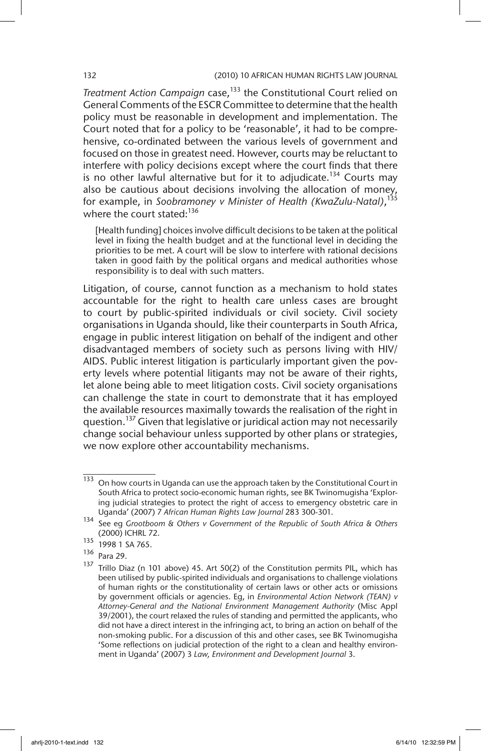*Treatment Action Campaign* case,[133] the Constitutional Court relied on General Comments of the ESCR Committee to determine that the health policy must be reasonable in development and implementation. The Court noted that for a policy to be 'reasonable', it had to be comprehensive, co-ordinated between the various levels of government and focused on those in greatest need. However, courts may be reluctant to interfere with policy decisions except where the court finds that there is no other lawful alternative but for it to adjudicate.[134] Courts may also be cautious about decisions involving the allocation of money, for example, in *Soobramoney v Minister of Health (KwaZulu-Natal)*,[135] where the court stated:[136]

> [Health funding] choices involve difficult decisions to be taken at the political level in fixing the health budget and at the functional level in deciding the priorities to be met. A court will be slow to interfere with rational decisions taken in good faith by the political organs and medical authorities whose responsibility is to deal with such matters.

Litigation, of course, cannot function as a mechanism to hold states accountable for the right to health care unless cases are brought to court by public-spirited individuals or civil society. Civil society organisations in Uganda should, like their counterparts in South Africa, engage in public interest litigation on behalf of the indigent and other disadvantaged members of society such as persons living with HIV/AIDS. Public interest litigation is particularly important given the poverty levels where potential litigants may not be aware of their rights, let alone being able to meet litigation costs. Civil society organisations can challenge the state in court to demonstrate that it has employed the available resources maximally towards the realisation of the right in question.[137] Given that legislative or juridical action may not necessarily change social behaviour unless supported by other plans or strategies, we now explore other accountability mechanisms.

---

[133] On how courts in Uganda can use the approach taken by the Constitutional Court in South Africa to protect socio-economic human rights, see BK Twinomugisha 'Exploring judicial strategies to protect the right of access to emergency obstetric care in Uganda' (2007) 7 *African Human Rights Law Journal* 283 300-301.

[134] See eg *Grootboom & Others v Government of the Republic of South Africa & Others* (2000) ICHRL 72.

[135] 1998 1 SA 765.

[136] Para 29.

[137] Trillo Diaz (n 101 above) 45. Art 50(2) of the Constitution permits PIL, which has been utilised by public-spirited individuals and organisations to challenge violations of human rights or the constitutionality of certain laws or other acts or omissions by government officials or agencies. Eg, in *Environmental Action Network (TEAN) v Attorney-General and the National Environment Management Authority* (Misc Appl 39/2001), the court relaxed the rules of standing and permitted the applicants, who did not have a direct interest in the infringing act, to bring an action on behalf of the non-smoking public. For a discussion of this and other cases, see BK Twinomugisha 'Some reflections on judicial protection of the right to a clean and healthy environment in Uganda' (2007) 3 *Law, Environment and Development Journal* 3.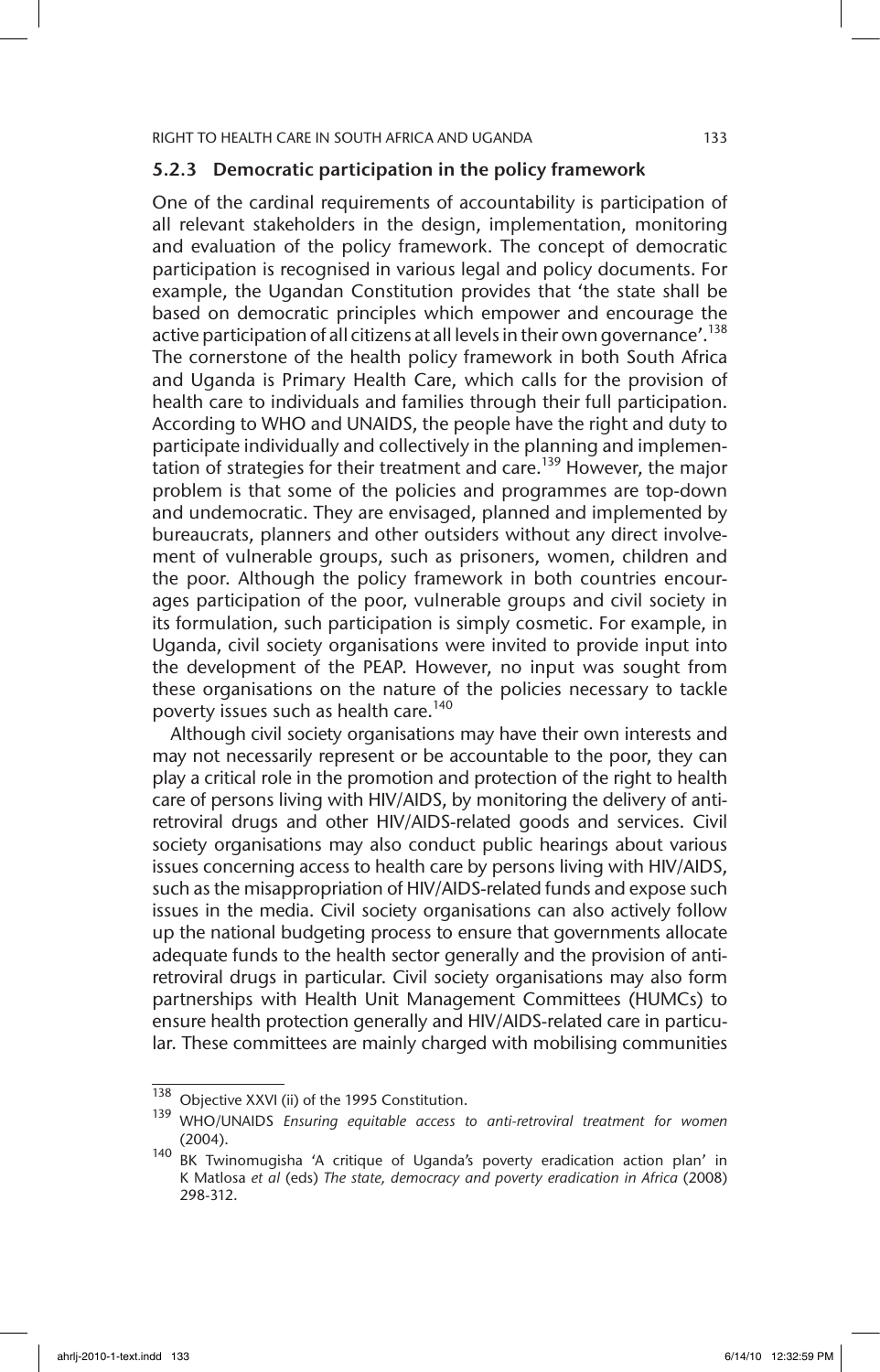### 5.2.3 Democratic participation in the policy framework

One of the cardinal requirements of accountability is participation of all relevant stakeholders in the design, implementation, monitoring and evaluation of the policy framework. The concept of democratic participation is recognised in various legal and policy documents. For example, the Ugandan Constitution provides that 'the state shall be based on democratic principles which empower and encourage the active participation of all citizens at all levels in their own governance'.[138] The cornerstone of the health policy framework in both South Africa and Uganda is Primary Health Care, which calls for the provision of health care to individuals and families through their full participation. According to WHO and UNAIDS, the people have the right and duty to participate individually and collectively in the planning and implementation of strategies for their treatment and care.[139] However, the major problem is that some of the policies and programmes are top-down and undemocratic. They are envisaged, planned and implemented by bureaucrats, planners and other outsiders without any direct involvement of vulnerable groups, such as prisoners, women, children and the poor. Although the policy framework in both countries encourages participation of the poor, vulnerable groups and civil society in its formulation, such participation is simply cosmetic. For example, in Uganda, civil society organisations were invited to provide input into the development of the PEAP. However, no input was sought from these organisations on the nature of the policies necessary to tackle poverty issues such as health care.[140]

Although civil society organisations may have their own interests and may not necessarily represent or be accountable to the poor, they can play a critical role in the promotion and protection of the right to health care of persons living with HIV/AIDS, by monitoring the delivery of anti-retroviral drugs and other HIV/AIDS-related goods and services. Civil society organisations may also conduct public hearings about various issues concerning access to health care by persons living with HIV/AIDS, such as the misappropriation of HIV/AIDS-related funds and expose such issues in the media. Civil society organisations can also actively follow up the national budgeting process to ensure that governments allocate adequate funds to the health sector generally and the provision of anti-retroviral drugs in particular. Civil society organisations may also form partnerships with Health Unit Management Committees (HUMCs) to ensure health protection generally and HIV/AIDS-related care in particular. These committees are mainly charged with mobilising communities

---

[138] Objective XXVI (ii) of the 1995 Constitution.

[139] WHO/UNAIDS *Ensuring equitable access to anti-retroviral treatment for women* (2004).

[140] BK Twinomugisha 'A critique of Uganda's poverty eradication action plan' in K Matlosa *et al* (eds) *The state, democracy and poverty eradication in Africa* (2008) 298-312.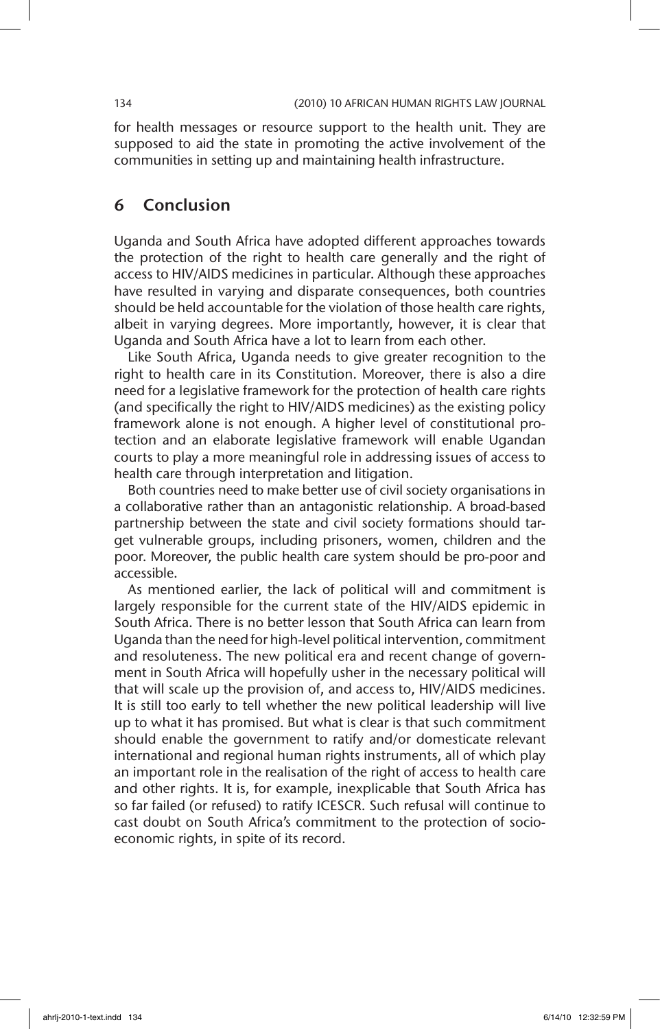for health messages or resource support to the health unit. They are supposed to aid the state in promoting the active involvement of the communities in setting up and maintaining health infrastructure.

## 6 Conclusion

Uganda and South Africa have adopted different approaches towards the protection of the right to health care generally and the right of access to HIV/AIDS medicines in particular. Although these approaches have resulted in varying and disparate consequences, both countries should be held accountable for the violation of those health care rights, albeit in varying degrees. More importantly, however, it is clear that Uganda and South Africa have a lot to learn from each other.

Like South Africa, Uganda needs to give greater recognition to the right to health care in its Constitution. Moreover, there is also a dire need for a legislative framework for the protection of health care rights (and specifically the right to HIV/AIDS medicines) as the existing policy framework alone is not enough. A higher level of constitutional protection and an elaborate legislative framework will enable Ugandan courts to play a more meaningful role in addressing issues of access to health care through interpretation and litigation.

Both countries need to make better use of civil society organisations in a collaborative rather than an antagonistic relationship. A broad-based partnership between the state and civil society formations should target vulnerable groups, including prisoners, women, children and the poor. Moreover, the public health care system should be pro-poor and accessible.

As mentioned earlier, the lack of political will and commitment is largely responsible for the current state of the HIV/AIDS epidemic in South Africa. There is no better lesson that South Africa can learn from Uganda than the need for high-level political intervention, commitment and resoluteness. The new political era and recent change of government in South Africa will hopefully usher in the necessary political will that will scale up the provision of, and access to, HIV/AIDS medicines. It is still too early to tell whether the new political leadership will live up to what it has promised. But what is clear is that such commitment should enable the government to ratify and/or domesticate relevant international and regional human rights instruments, all of which play an important role in the realisation of the right of access to health care and other rights. It is, for example, inexplicable that South Africa has so far failed (or refused) to ratify ICESCR. Such refusal will continue to cast doubt on South Africa's commitment to the protection of socio-economic rights, in spite of its record.